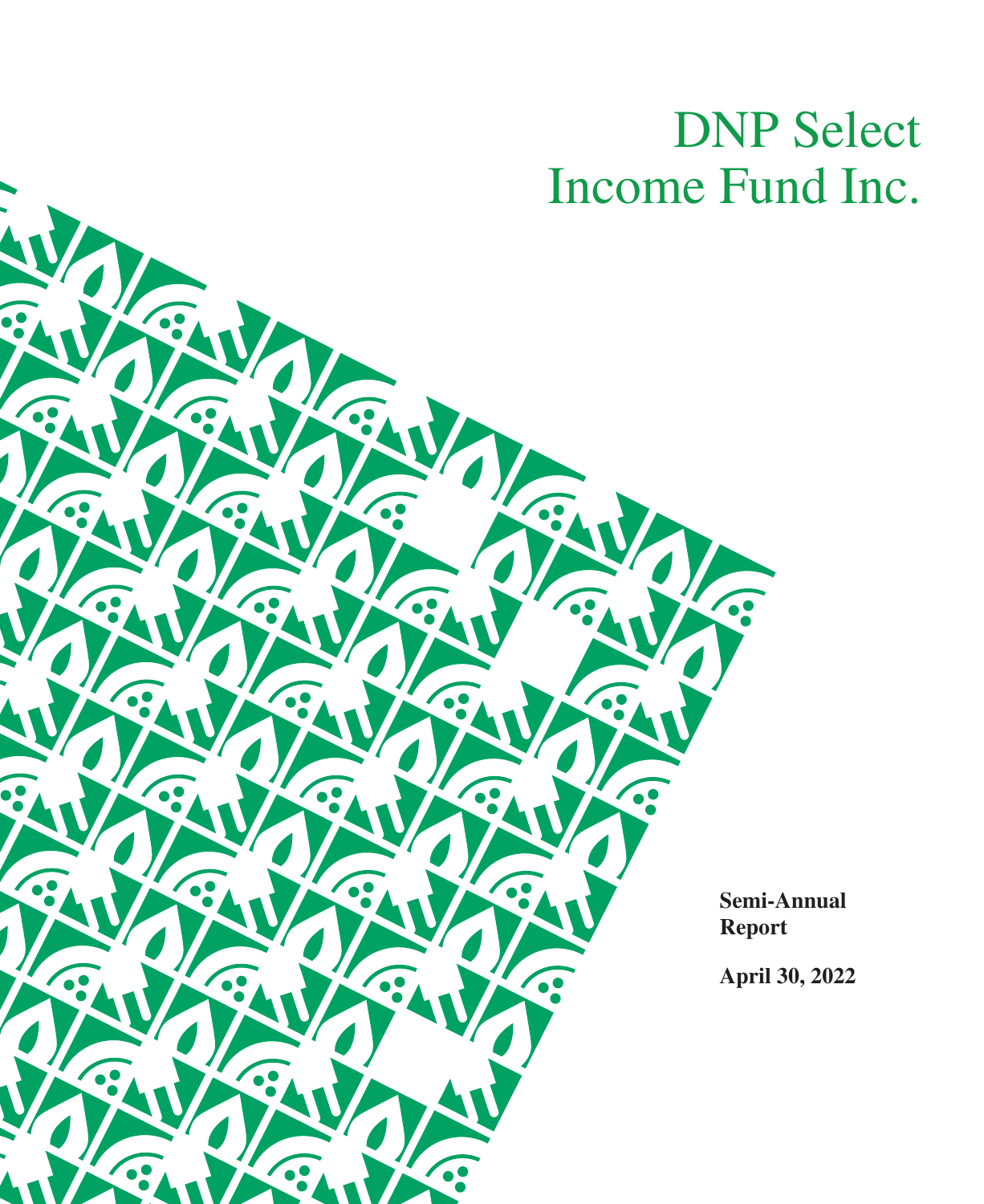# DNP Select Income Fund Inc.

**Semi-Annual Report**

**April 30, 2022**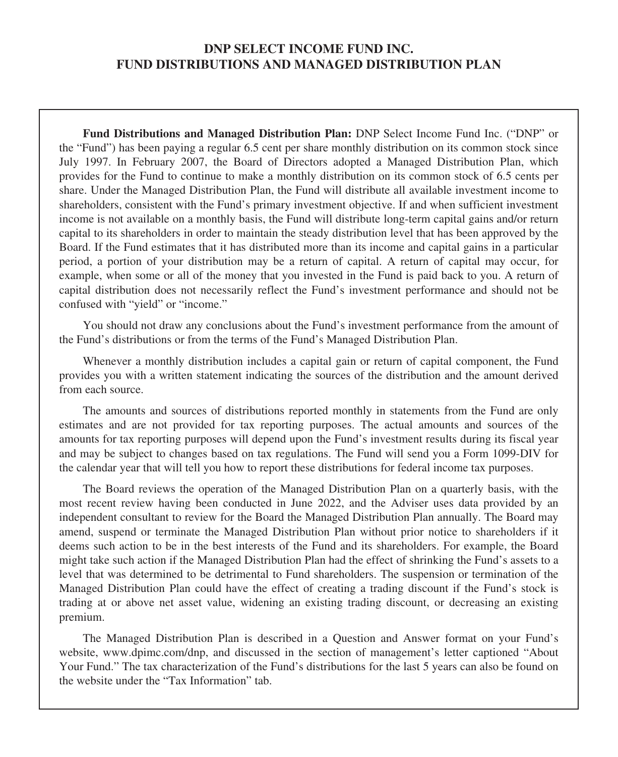# DNP SELECT INCOME FUND INC.
# FUND DISTRIBUTIONS AND MANAGED DISTRIBUTION PLAN

**Fund Distributions and Managed Distribution Plan:** DNP Select Income Fund Inc. ("DNP" or the "Fund") has been paying a regular 6.5 cent per share monthly distribution on its common stock since July 1997. In February 2007, the Board of Directors adopted a Managed Distribution Plan, which provides for the Fund to continue to make a monthly distribution on its common stock of 6.5 cents per share. Under the Managed Distribution Plan, the Fund will distribute all available investment income to shareholders, consistent with the Fund's primary investment objective. If and when sufficient investment income is not available on a monthly basis, the Fund will distribute long-term capital gains and/or return capital to its shareholders in order to maintain the steady distribution level that has been approved by the Board. If the Fund estimates that it has distributed more than its income and capital gains in a particular period, a portion of your distribution may be a return of capital. A return of capital may occur, for example, when some or all of the money that you invested in the Fund is paid back to you. A return of capital distribution does not necessarily reflect the Fund's investment performance and should not be confused with "yield" or "income."

You should not draw any conclusions about the Fund's investment performance from the amount of the Fund's distributions or from the terms of the Fund's Managed Distribution Plan.

Whenever a monthly distribution includes a capital gain or return of capital component, the Fund provides you with a written statement indicating the sources of the distribution and the amount derived from each source.

The amounts and sources of distributions reported monthly in statements from the Fund are only estimates and are not provided for tax reporting purposes. The actual amounts and sources of the amounts for tax reporting purposes will depend upon the Fund's investment results during its fiscal year and may be subject to changes based on tax regulations. The Fund will send you a Form 1099-DIV for the calendar year that will tell you how to report these distributions for federal income tax purposes.

The Board reviews the operation of the Managed Distribution Plan on a quarterly basis, with the most recent review having been conducted in June 2022, and the Adviser uses data provided by an independent consultant to review for the Board the Managed Distribution Plan annually. The Board may amend, suspend or terminate the Managed Distribution Plan without prior notice to shareholders if it deems such action to be in the best interests of the Fund and its shareholders. For example, the Board might take such action if the Managed Distribution Plan had the effect of shrinking the Fund's assets to a level that was determined to be detrimental to Fund shareholders. The suspension or termination of the Managed Distribution Plan could have the effect of creating a trading discount if the Fund's stock is trading at or above net asset value, widening an existing trading discount, or decreasing an existing premium.

The Managed Distribution Plan is described in a Question and Answer format on your Fund's website, www.dpimc.com/dnp, and discussed in the section of management's letter captioned "About Your Fund." The tax characterization of the Fund's distributions for the last 5 years can also be found on the website under the "Tax Information" tab.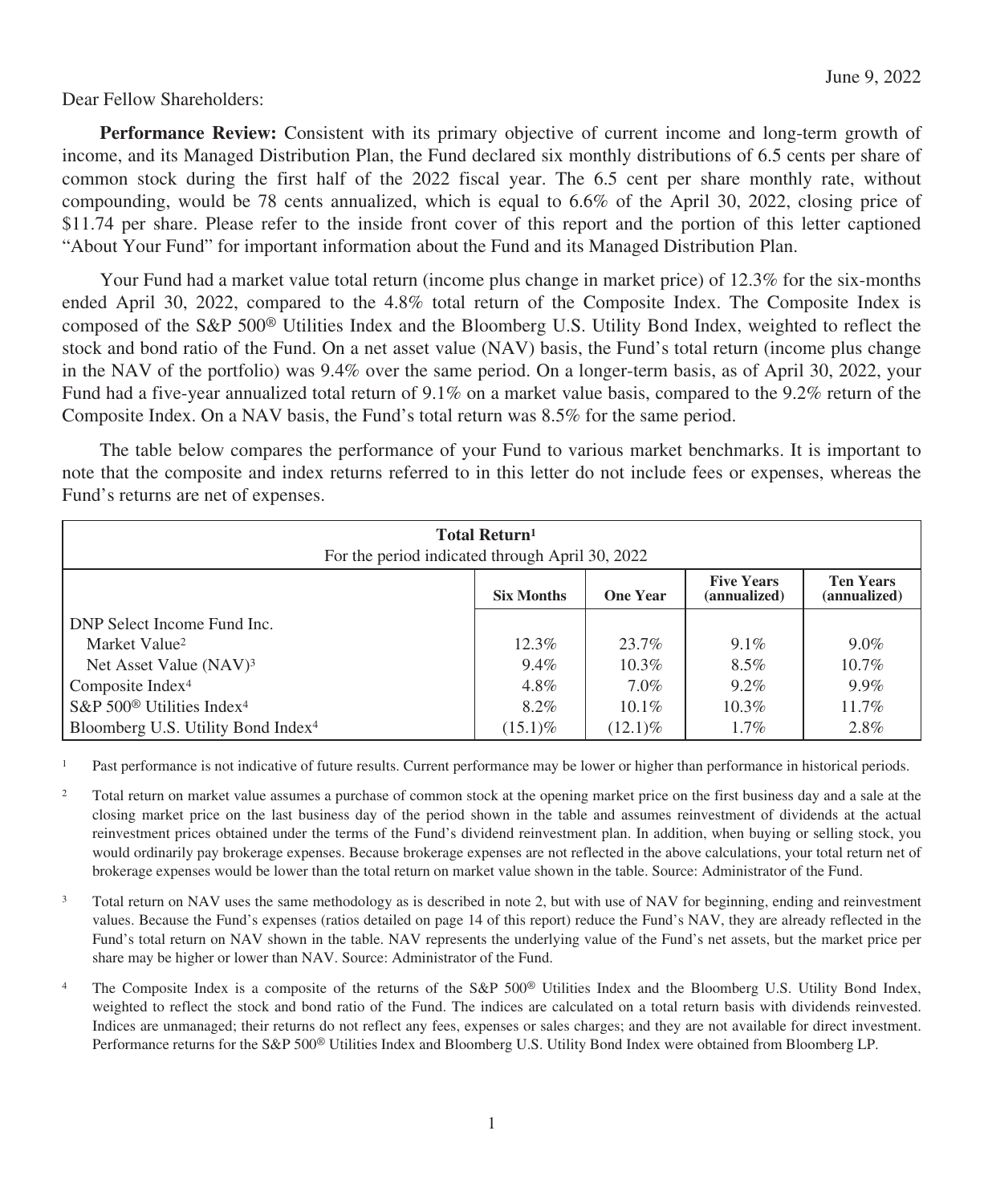June 9, 2022

Dear Fellow Shareholders:

**Performance Review:** Consistent with its primary objective of current income and long-term growth of income, and its Managed Distribution Plan, the Fund declared six monthly distributions of 6.5 cents per share of common stock during the first half of the 2022 fiscal year. The 6.5 cent per share monthly rate, without compounding, would be 78 cents annualized, which is equal to 6.6% of the April 30, 2022, closing price of $11.74 per share. Please refer to the inside front cover of this report and the portion of this letter captioned "About Your Fund" for important information about the Fund and its Managed Distribution Plan.

Your Fund had a market value total return (income plus change in market price) of 12.3% for the six-months ended April 30, 2022, compared to the 4.8% total return of the Composite Index. The Composite Index is composed of the S&P 500® Utilities Index and the Bloomberg U.S. Utility Bond Index, weighted to reflect the stock and bond ratio of the Fund. On a net asset value (NAV) basis, the Fund's total return (income plus change in the NAV of the portfolio) was 9.4% over the same period. On a longer-term basis, as of April 30, 2022, your Fund had a five-year annualized total return of 9.1% on a market value basis, compared to the 9.2% return of the Composite Index. On a NAV basis, the Fund's total return was 8.5% for the same period.

The table below compares the performance of your Fund to various market benchmarks. It is important to note that the composite and index returns referred to in this letter do not include fees or expenses, whereas the Fund's returns are net of expenses.

**Total Return[1]**
For the period indicated through April 30, 2022

| | Six Months | One Year | Five Years (annualized) | Ten Years (annualized) |
|---|---|---|---|---|
| DNP Select Income Fund Inc. | | | | |
| Market Value[2] | 12.3% | 23.7% | 9.1% | 9.0% |
| Net Asset Value (NAV)[3] | 9.4% | 10.3% | 8.5% | 10.7% |
| Composite Index[4] | 4.8% | 7.0% | 9.2% | 9.9% |
| S&P 500® Utilities Index[4] | 8.2% | 10.1% | 10.3% | 11.7% |
| Bloomberg U.S. Utility Bond Index[4] | (15.1)% | (12.1)% | 1.7% | 2.8% |

[1] Past performance is not indicative of future results. Current performance may be lower or higher than performance in historical periods.

[2] Total return on market value assumes a purchase of common stock at the opening market price on the first business day and a sale at the closing market price on the last business day of the period shown in the table and assumes reinvestment of dividends at the actual reinvestment prices obtained under the terms of the Fund's dividend reinvestment plan. In addition, when buying or selling stock, you would ordinarily pay brokerage expenses. Because brokerage expenses are not reflected in the above calculations, your total return net of brokerage expenses would be lower than the total return on market value shown in the table. Source: Administrator of the Fund.

[3] Total return on NAV uses the same methodology as is described in note 2, but with use of NAV for beginning, ending and reinvestment values. Because the Fund's expenses (ratios detailed on page 14 of this report) reduce the Fund's NAV, they are already reflected in the Fund's total return on NAV shown in the table. NAV represents the underlying value of the Fund's net assets, but the market price per share may be higher or lower than NAV. Source: Administrator of the Fund.

[4] The Composite Index is a composite of the returns of the S&P 500® Utilities Index and the Bloomberg U.S. Utility Bond Index, weighted to reflect the stock and bond ratio of the Fund. The indices are calculated on a total return basis with dividends reinvested. Indices are unmanaged; their returns do not reflect any fees, expenses or sales charges; and they are not available for direct investment. Performance returns for the S&P 500® Utilities Index and Bloomberg U.S. Utility Bond Index were obtained from Bloomberg LP.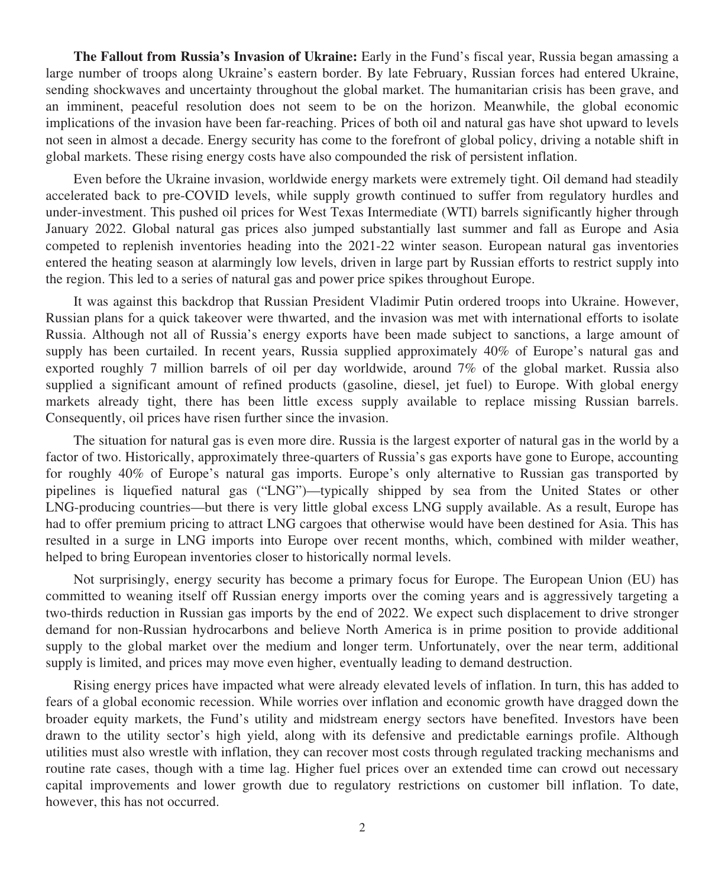**The Fallout from Russia's Invasion of Ukraine:** Early in the Fund's fiscal year, Russia began amassing a large number of troops along Ukraine's eastern border. By late February, Russian forces had entered Ukraine, sending shockwaves and uncertainty throughout the global market. The humanitarian crisis has been grave, and an imminent, peaceful resolution does not seem to be on the horizon. Meanwhile, the global economic implications of the invasion have been far-reaching. Prices of both oil and natural gas have shot upward to levels not seen in almost a decade. Energy security has come to the forefront of global policy, driving a notable shift in global markets. These rising energy costs have also compounded the risk of persistent inflation.

Even before the Ukraine invasion, worldwide energy markets were extremely tight. Oil demand had steadily accelerated back to pre-COVID levels, while supply growth continued to suffer from regulatory hurdles and under-investment. This pushed oil prices for West Texas Intermediate (WTI) barrels significantly higher through January 2022. Global natural gas prices also jumped substantially last summer and fall as Europe and Asia competed to replenish inventories heading into the 2021-22 winter season. European natural gas inventories entered the heating season at alarmingly low levels, driven in large part by Russian efforts to restrict supply into the region. This led to a series of natural gas and power price spikes throughout Europe.

It was against this backdrop that Russian President Vladimir Putin ordered troops into Ukraine. However, Russian plans for a quick takeover were thwarted, and the invasion was met with international efforts to isolate Russia. Although not all of Russia's energy exports have been made subject to sanctions, a large amount of supply has been curtailed. In recent years, Russia supplied approximately 40% of Europe's natural gas and exported roughly 7 million barrels of oil per day worldwide, around 7% of the global market. Russia also supplied a significant amount of refined products (gasoline, diesel, jet fuel) to Europe. With global energy markets already tight, there has been little excess supply available to replace missing Russian barrels. Consequently, oil prices have risen further since the invasion.

The situation for natural gas is even more dire. Russia is the largest exporter of natural gas in the world by a factor of two. Historically, approximately three-quarters of Russia's gas exports have gone to Europe, accounting for roughly 40% of Europe's natural gas imports. Europe's only alternative to Russian gas transported by pipelines is liquefied natural gas ("LNG")—typically shipped by sea from the United States or other LNG-producing countries—but there is very little global excess LNG supply available. As a result, Europe has had to offer premium pricing to attract LNG cargoes that otherwise would have been destined for Asia. This has resulted in a surge in LNG imports into Europe over recent months, which, combined with milder weather, helped to bring European inventories closer to historically normal levels.

Not surprisingly, energy security has become a primary focus for Europe. The European Union (EU) has committed to weaning itself off Russian energy imports over the coming years and is aggressively targeting a two-thirds reduction in Russian gas imports by the end of 2022. We expect such displacement to drive stronger demand for non-Russian hydrocarbons and believe North America is in prime position to provide additional supply to the global market over the medium and longer term. Unfortunately, over the near term, additional supply is limited, and prices may move even higher, eventually leading to demand destruction.

Rising energy prices have impacted what were already elevated levels of inflation. In turn, this has added to fears of a global economic recession. While worries over inflation and economic growth have dragged down the broader equity markets, the Fund's utility and midstream energy sectors have benefited. Investors have been drawn to the utility sector's high yield, along with its defensive and predictable earnings profile. Although utilities must also wrestle with inflation, they can recover most costs through regulated tracking mechanisms and routine rate cases, though with a time lag. Higher fuel prices over an extended time can crowd out necessary capital improvements and lower growth due to regulatory restrictions on customer bill inflation. To date, however, this has not occurred.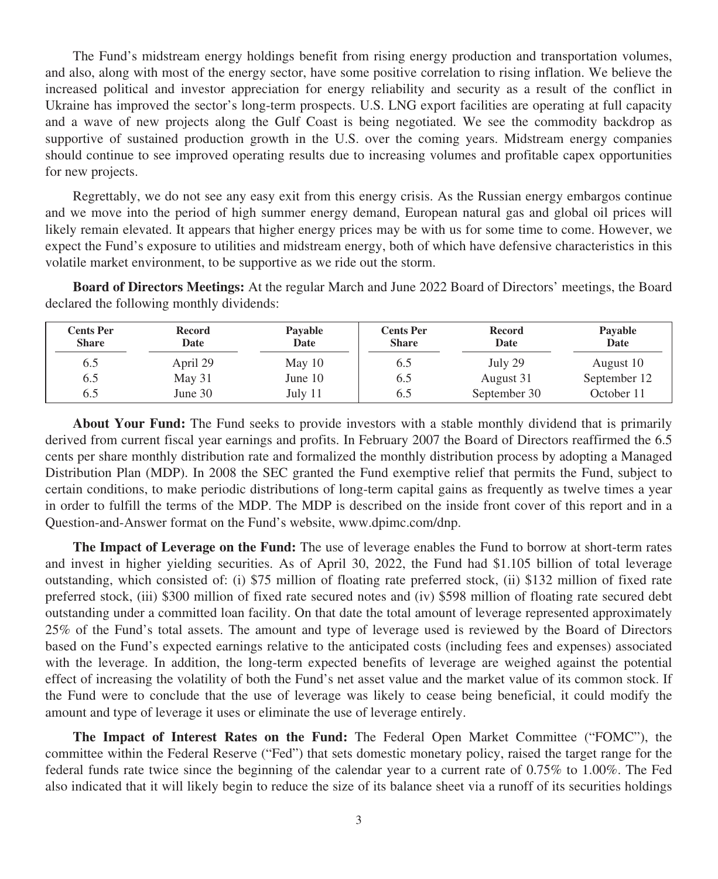The Fund's midstream energy holdings benefit from rising energy production and transportation volumes, and also, along with most of the energy sector, have some positive correlation to rising inflation. We believe the increased political and investor appreciation for energy reliability and security as a result of the conflict in Ukraine has improved the sector's long-term prospects. U.S. LNG export facilities are operating at full capacity and a wave of new projects along the Gulf Coast is being negotiated. We see the commodity backdrop as supportive of sustained production growth in the U.S. over the coming years. Midstream energy companies should continue to see improved operating results due to increasing volumes and profitable capex opportunities for new projects.

Regrettably, we do not see any easy exit from this energy crisis. As the Russian energy embargos continue and we move into the period of high summer energy demand, European natural gas and global oil prices will likely remain elevated. It appears that higher energy prices may be with us for some time to come. However, we expect the Fund's exposure to utilities and midstream energy, both of which have defensive characteristics in this volatile market environment, to be supportive as we ride out the storm.

**Board of Directors Meetings:** At the regular March and June 2022 Board of Directors' meetings, the Board declared the following monthly dividends:

| Cents Per Share | Record Date | Payable Date | Cents Per Share | Record Date | Payable Date |
|---|---|---|---|---|---|
| 6.5 | April 29 | May 10 | 6.5 | July 29 | August 10 |
| 6.5 | May 31 | June 10 | 6.5 | August 31 | September 12 |
| 6.5 | June 30 | July 11 | 6.5 | September 30 | October 11 |

**About Your Fund:** The Fund seeks to provide investors with a stable monthly dividend that is primarily derived from current fiscal year earnings and profits. In February 2007 the Board of Directors reaffirmed the 6.5 cents per share monthly distribution rate and formalized the monthly distribution process by adopting a Managed Distribution Plan (MDP). In 2008 the SEC granted the Fund exemptive relief that permits the Fund, subject to certain conditions, to make periodic distributions of long-term capital gains as frequently as twelve times a year in order to fulfill the terms of the MDP. The MDP is described on the inside front cover of this report and in a Question-and-Answer format on the Fund's website, www.dpimc.com/dnp.

**The Impact of Leverage on the Fund:** The use of leverage enables the Fund to borrow at short-term rates and invest in higher yielding securities. As of April 30, 2022, the Fund had $1.105 billion of total leverage outstanding, which consisted of: (i) $75 million of floating rate preferred stock, (ii) $132 million of fixed rate preferred stock, (iii) $300 million of fixed rate secured notes and (iv) $598 million of floating rate secured debt outstanding under a committed loan facility. On that date the total amount of leverage represented approximately 25% of the Fund's total assets. The amount and type of leverage used is reviewed by the Board of Directors based on the Fund's expected earnings relative to the anticipated costs (including fees and expenses) associated with the leverage. In addition, the long-term expected benefits of leverage are weighed against the potential effect of increasing the volatility of both the Fund's net asset value and the market value of its common stock. If the Fund were to conclude that the use of leverage was likely to cease being beneficial, it could modify the amount and type of leverage it uses or eliminate the use of leverage entirely.

**The Impact of Interest Rates on the Fund:** The Federal Open Market Committee ("FOMC"), the committee within the Federal Reserve ("Fed") that sets domestic monetary policy, raised the target range for the federal funds rate twice since the beginning of the calendar year to a current rate of 0.75% to 1.00%. The Fed also indicated that it will likely begin to reduce the size of its balance sheet via a runoff of its securities holdings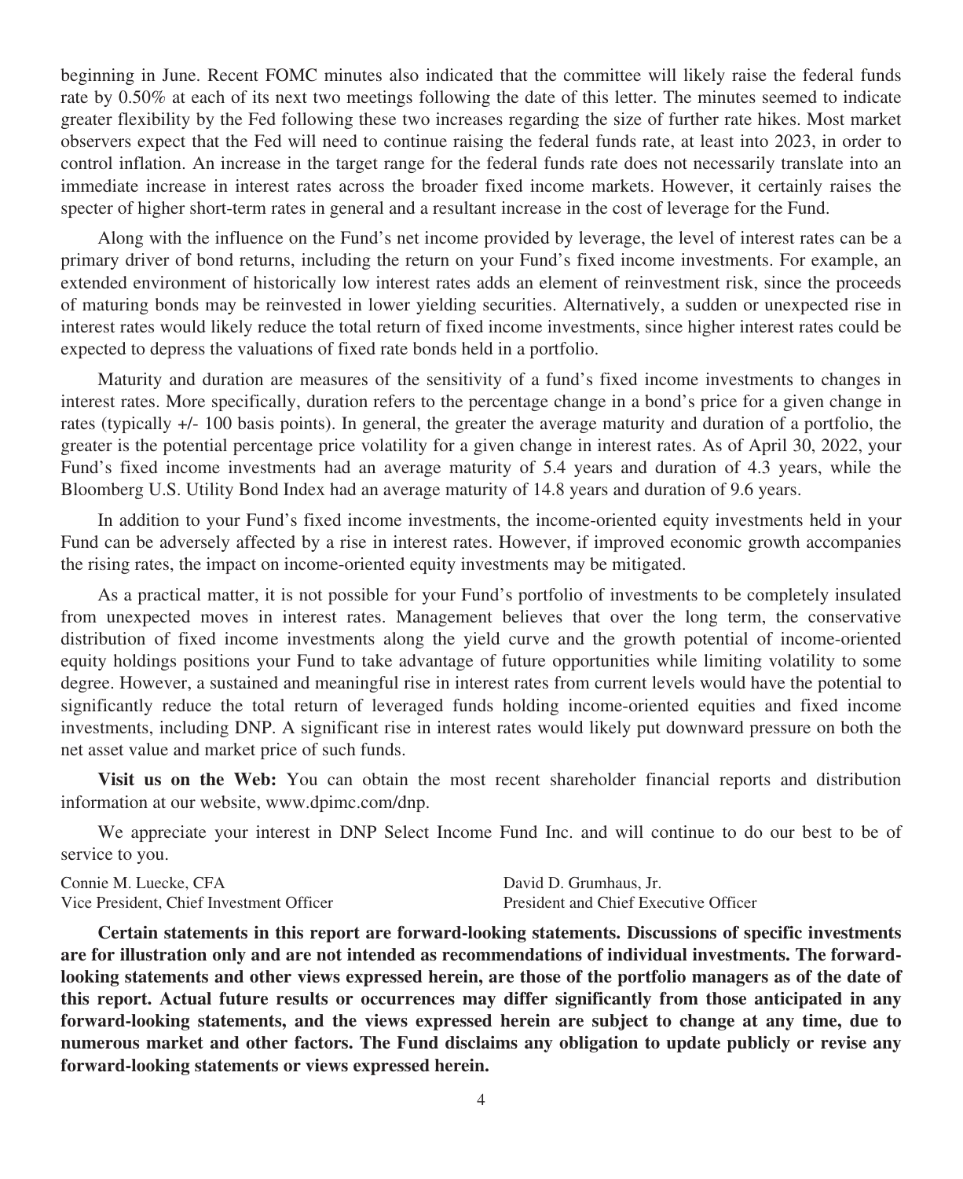beginning in June. Recent FOMC minutes also indicated that the committee will likely raise the federal funds rate by 0.50% at each of its next two meetings following the date of this letter. The minutes seemed to indicate greater flexibility by the Fed following these two increases regarding the size of further rate hikes. Most market observers expect that the Fed will need to continue raising the federal funds rate, at least into 2023, in order to control inflation. An increase in the target range for the federal funds rate does not necessarily translate into an immediate increase in interest rates across the broader fixed income markets. However, it certainly raises the specter of higher short-term rates in general and a resultant increase in the cost of leverage for the Fund.

Along with the influence on the Fund's net income provided by leverage, the level of interest rates can be a primary driver of bond returns, including the return on your Fund's fixed income investments. For example, an extended environment of historically low interest rates adds an element of reinvestment risk, since the proceeds of maturing bonds may be reinvested in lower yielding securities. Alternatively, a sudden or unexpected rise in interest rates would likely reduce the total return of fixed income investments, since higher interest rates could be expected to depress the valuations of fixed rate bonds held in a portfolio.

Maturity and duration are measures of the sensitivity of a fund's fixed income investments to changes in interest rates. More specifically, duration refers to the percentage change in a bond's price for a given change in rates (typically +/- 100 basis points). In general, the greater the average maturity and duration of a portfolio, the greater is the potential percentage price volatility for a given change in interest rates. As of April 30, 2022, your Fund's fixed income investments had an average maturity of 5.4 years and duration of 4.3 years, while the Bloomberg U.S. Utility Bond Index had an average maturity of 14.8 years and duration of 9.6 years.

In addition to your Fund's fixed income investments, the income-oriented equity investments held in your Fund can be adversely affected by a rise in interest rates. However, if improved economic growth accompanies the rising rates, the impact on income-oriented equity investments may be mitigated.

As a practical matter, it is not possible for your Fund's portfolio of investments to be completely insulated from unexpected moves in interest rates. Management believes that over the long term, the conservative distribution of fixed income investments along the yield curve and the growth potential of income-oriented equity holdings positions your Fund to take advantage of future opportunities while limiting volatility to some degree. However, a sustained and meaningful rise in interest rates from current levels would have the potential to significantly reduce the total return of leveraged funds holding income-oriented equities and fixed income investments, including DNP. A significant rise in interest rates would likely put downward pressure on both the net asset value and market price of such funds.

**Visit us on the Web:** You can obtain the most recent shareholder financial reports and distribution information at our website, www.dpimc.com/dnp.

We appreciate your interest in DNP Select Income Fund Inc. and will continue to do our best to be of service to you.

Connie M. Luecke, CFA
Vice President, Chief Investment Officer

David D. Grumhaus, Jr.
President and Chief Executive Officer

**Certain statements in this report are forward-looking statements. Discussions of specific investments are for illustration only and are not intended as recommendations of individual investments. The forward-looking statements and other views expressed herein, are those of the portfolio managers as of the date of this report. Actual future results or occurrences may differ significantly from those anticipated in any forward-looking statements, and the views expressed herein are subject to change at any time, due to numerous market and other factors. The Fund disclaims any obligation to update publicly or revise any forward-looking statements or views expressed herein.**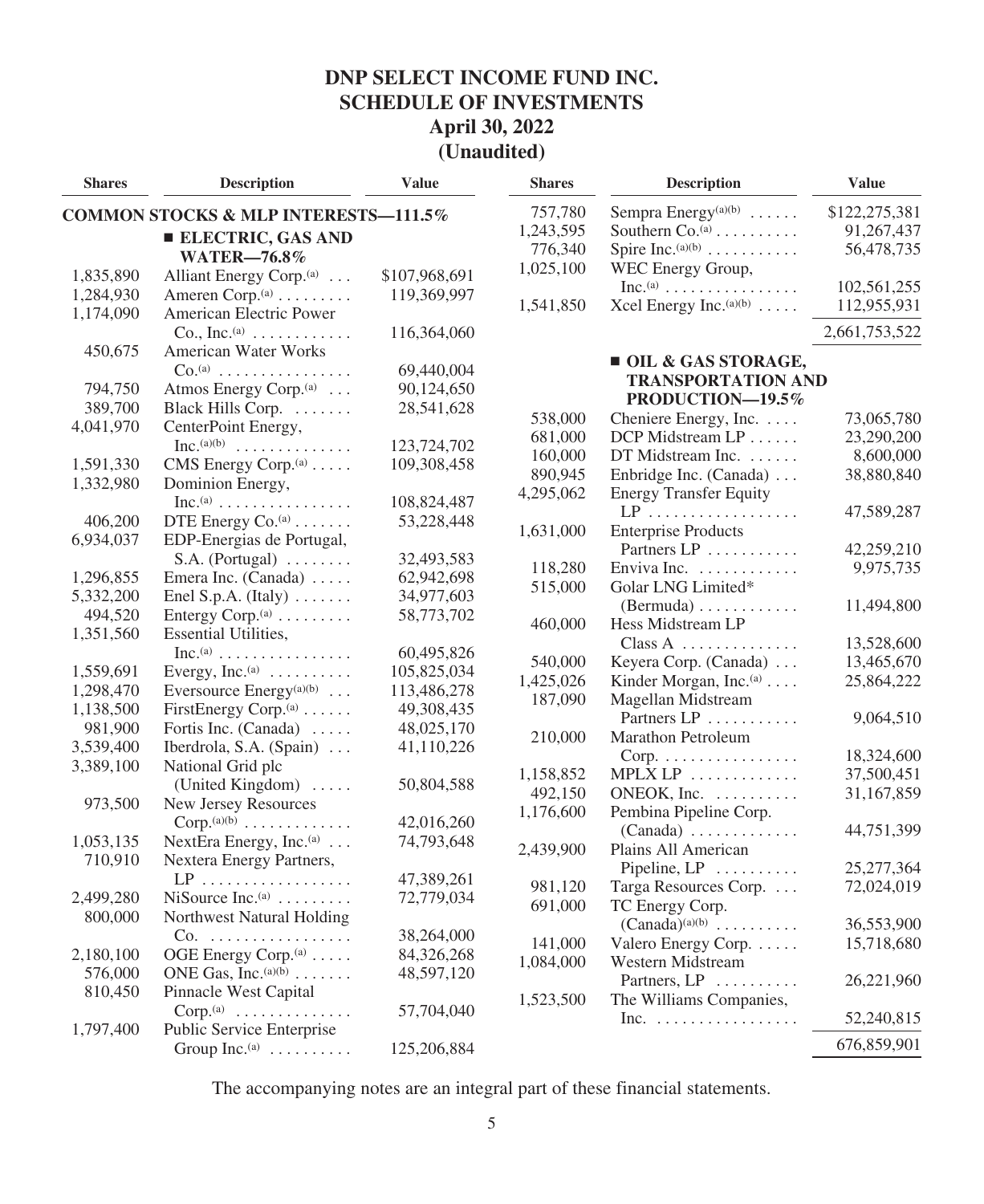# DNP SELECT INCOME FUND INC.
## SCHEDULE OF INVESTMENTS
## April 30, 2022
## (Unaudited)

| Shares | Description | Value |
|---|---|---|
| **COMMON STOCKS & MLP INTERESTS—111.5%** | | |
| | **■ ELECTRIC, GAS AND WATER—76.8%** | |
| 1,835,890 | Alliant Energy Corp.[(a)] | $107,968,691 |
| 1,284,930 | Ameren Corp.[(a)] | 119,369,997 |
| 1,174,090 | American Electric Power Co., Inc.[(a)] | 116,364,060 |
| 450,675 | American Water Works Co.[(a)] | 69,440,004 |
| 794,750 | Atmos Energy Corp.[(a)] | 90,124,650 |
| 389,700 | Black Hills Corp. | 28,541,628 |
| 4,041,970 | CenterPoint Energy, Inc.[(a)(b)] | 123,724,702 |
| 1,591,330 | CMS Energy Corp.[(a)] | 109,308,458 |
| 1,332,980 | Dominion Energy, Inc.[(a)] | 108,824,487 |
| 406,200 | DTE Energy Co.[(a)] | 53,228,448 |
| 6,934,037 | EDP-Energias de Portugal, S.A. (Portugal) | 32,493,583 |
| 1,296,855 | Emera Inc. (Canada) | 62,942,698 |
| 5,332,200 | Enel S.p.A. (Italy) | 34,977,603 |
| 494,520 | Entergy Corp.[(a)] | 58,773,702 |
| 1,351,560 | Essential Utilities, Inc.[(a)] | 60,495,826 |
| 1,559,691 | Evergy, Inc.[(a)] | 105,825,034 |
| 1,298,470 | Eversource Energy[(a)(b)] | 113,486,278 |
| 1,138,500 | FirstEnergy Corp.[(a)] | 49,308,435 |
| 981,900 | Fortis Inc. (Canada) | 48,025,170 |
| 3,539,400 | Iberdrola, S.A. (Spain) | 41,110,226 |
| 3,389,100 | National Grid plc (United Kingdom) | 50,804,588 |
| 973,500 | New Jersey Resources Corp.[(a)(b)] | 42,016,260 |
| 1,053,135 | NextEra Energy, Inc.[(a)] | 74,793,648 |
| 710,910 | Nextera Energy Partners, LP | 47,389,261 |
| 2,499,280 | NiSource Inc.[(a)] | 72,779,034 |
| 800,000 | Northwest Natural Holding Co. | 38,264,000 |
| 2,180,100 | OGE Energy Corp.[(a)] | 84,326,268 |
| 576,000 | ONE Gas, Inc.[(a)(b)] | 48,597,120 |
| 810,450 | Pinnacle West Capital Corp.[(a)] | 57,704,040 |
| 1,797,400 | Public Service Enterprise Group Inc.[(a)] | 125,206,884 |
| 757,780 | Sempra Energy[(a)(b)] | $122,275,381 |
| 1,243,595 | Southern Co.[(a)] | 91,267,437 |
| 776,340 | Spire Inc.[(a)(b)] | 56,478,735 |
| 1,025,100 | WEC Energy Group, Inc.[(a)] | 102,561,255 |
| 1,541,850 | Xcel Energy Inc.[(a)(b)] | 112,955,931 |
| | | 2,661,753,522 |
| | **■ OIL & GAS STORAGE, TRANSPORTATION AND PRODUCTION—19.5%** | |
| 538,000 | Cheniere Energy, Inc. | 73,065,780 |
| 681,000 | DCP Midstream LP | 23,290,200 |
| 160,000 | DT Midstream Inc. | 8,600,000 |
| 890,945 | Enbridge Inc. (Canada) | 38,880,840 |
| 4,295,062 | Energy Transfer Equity LP | 47,589,287 |
| 1,631,000 | Enterprise Products Partners LP | 42,259,210 |
| 118,280 | Enviva Inc. | 9,975,735 |
| 515,000 | Golar LNG Limited* (Bermuda) | 11,494,800 |
| 460,000 | Hess Midstream LP Class A | 13,528,600 |
| 540,000 | Keyera Corp. (Canada) | 13,465,670 |
| 1,425,026 | Kinder Morgan, Inc.[(a)] | 25,864,222 |
| 187,090 | Magellan Midstream Partners LP | 9,064,510 |
| 210,000 | Marathon Petroleum Corp. | 18,324,600 |
| 1,158,852 | MPLX LP | 37,500,451 |
| 492,150 | ONEOK, Inc. | 31,167,859 |
| 1,176,600 | Pembina Pipeline Corp. (Canada) | 44,751,399 |
| 2,439,900 | Plains All American Pipeline, LP | 25,277,364 |
| 981,120 | Targa Resources Corp. | 72,024,019 |
| 691,000 | TC Energy Corp. (Canada)[(a)(b)] | 36,553,900 |
| 141,000 | Valero Energy Corp. | 15,718,680 |
| 1,084,000 | Western Midstream Partners, LP | 26,221,960 |
| 1,523,500 | The Williams Companies, Inc. | 52,240,815 |
| | | 676,859,901 |

The accompanying notes are an integral part of these financial statements.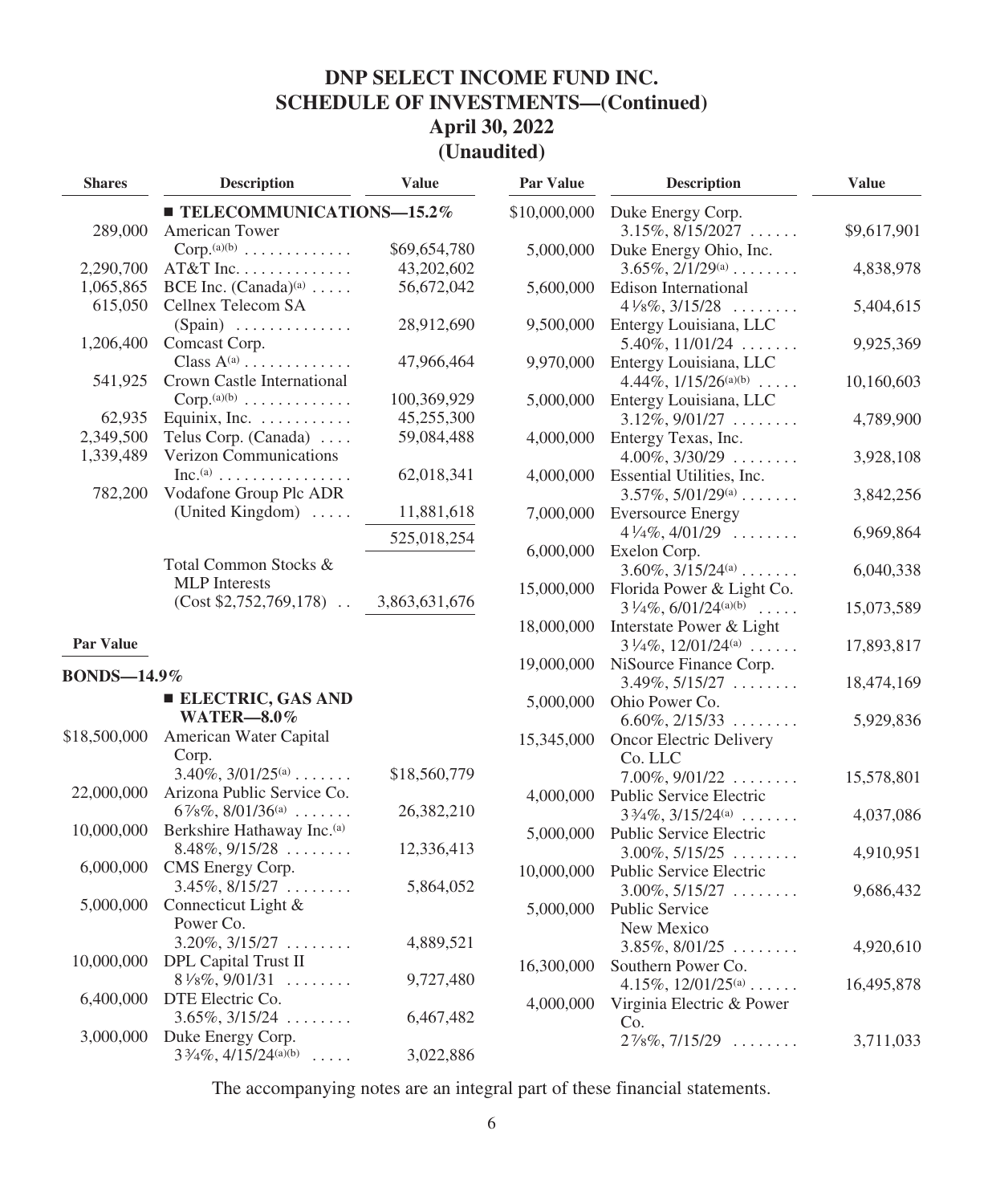# DNP SELECT INCOME FUND INC.
## SCHEDULE OF INVESTMENTS—(Continued)
## April 30, 2022
## (Unaudited)

| Shares | Description | Value |
|---|---|---|
| | ■ **TELECOMMUNICATIONS—15.2%** | |
| 289,000 | American Tower Corp.[(a)(b)] | $69,654,780 |
| 2,290,700 | AT&T Inc. | 43,202,602 |
| 1,065,865 | BCE Inc. (Canada)[(a)] | 56,672,042 |
| 615,050 | Cellnex Telecom SA (Spain) | 28,912,690 |
| 1,206,400 | Comcast Corp. Class A[(a)] | 47,966,464 |
| 541,925 | Crown Castle International Corp.[(a)(b)] | 100,369,929 |
| 62,935 | Equinix, Inc. | 45,255,300 |
| 2,349,500 | Telus Corp. (Canada) | 59,084,488 |
| 1,339,489 | Verizon Communications Inc.[(a)] | 62,018,341 |
| 782,200 | Vodafone Group Plc ADR (United Kingdom) | 11,881,618 |
| | | 525,018,254 |
| | Total Common Stocks & MLP Interests (Cost $2,752,769,178) | 3,863,631,676 |

| Par Value | Description | Value |
|---|---|---|
| **BONDS—14.9%** | | |
| | ■ **ELECTRIC, GAS AND WATER—8.0%** | |
| $18,500,000 | American Water Capital Corp. 3.40%, 3/01/25[(a)] | $18,560,779 |
| 22,000,000 | Arizona Public Service Co. 6 7/8%, 8/01/36[(a)] | 26,382,210 |
| 10,000,000 | Berkshire Hathaway Inc.[(a)] 8.48%, 9/15/28 | 12,336,413 |
| 6,000,000 | CMS Energy Corp. 3.45%, 8/15/27 | 5,864,052 |
| 5,000,000 | Connecticut Light & Power Co. 3.20%, 3/15/27 | 4,889,521 |
| 10,000,000 | DPL Capital Trust II 8 1/8%, 9/01/31 | 9,727,480 |
| 6,400,000 | DTE Electric Co. 3.65%, 3/15/24 | 6,467,482 |
| 3,000,000 | Duke Energy Corp. 3 3/4%, 4/15/24[(a)(b)] | 3,022,886 |
| $10,000,000 | Duke Energy Corp. 3.15%, 8/15/2027 | $9,617,901 |
| 5,000,000 | Duke Energy Ohio, Inc. 3.65%, 2/1/29[(a)] | 4,838,978 |
| 5,600,000 | Edison International 4 1/8%, 3/15/28 | 5,404,615 |
| 9,500,000 | Entergy Louisiana, LLC 5.40%, 11/01/24 | 9,925,369 |
| 9,970,000 | Entergy Louisiana, LLC 4.44%, 1/15/26[(a)(b)] | 10,160,603 |
| 5,000,000 | Entergy Louisiana, LLC 3.12%, 9/01/27 | 4,789,900 |
| 4,000,000 | Entergy Texas, Inc. 4.00%, 3/30/29 | 3,928,108 |
| 4,000,000 | Essential Utilities, Inc. 3.57%, 5/01/29[(a)] | 3,842,256 |
| 7,000,000 | Eversource Energy 4 1/4%, 4/01/29 | 6,969,864 |
| 6,000,000 | Exelon Corp. 3.60%, 3/15/24[(a)] | 6,040,338 |
| 15,000,000 | Florida Power & Light Co. 3 1/4%, 6/01/24[(a)(b)] | 15,073,589 |
| 18,000,000 | Interstate Power & Light 3 1/4%, 12/01/24[(a)] | 17,893,817 |
| 19,000,000 | NiSource Finance Corp. 3.49%, 5/15/27 | 18,474,169 |
| 5,000,000 | Ohio Power Co. 6.60%, 2/15/33 | 5,929,836 |
| 15,345,000 | Oncor Electric Delivery Co. LLC 7.00%, 9/01/22 | 15,578,801 |
| 4,000,000 | Public Service Electric 3 3/4%, 3/15/24[(a)] | 4,037,086 |
| 5,000,000 | Public Service Electric 3.00%, 5/15/25 | 4,910,951 |
| 10,000,000 | Public Service Electric 3.00%, 5/15/27 | 9,686,432 |
| 5,000,000 | Public Service New Mexico 3.85%, 8/01/25 | 4,920,610 |
| 16,300,000 | Southern Power Co. 4.15%, 12/01/25[(a)] | 16,495,878 |
| 4,000,000 | Virginia Electric & Power Co. 2 7/8%, 7/15/29 | 3,711,033 |

The accompanying notes are an integral part of these financial statements.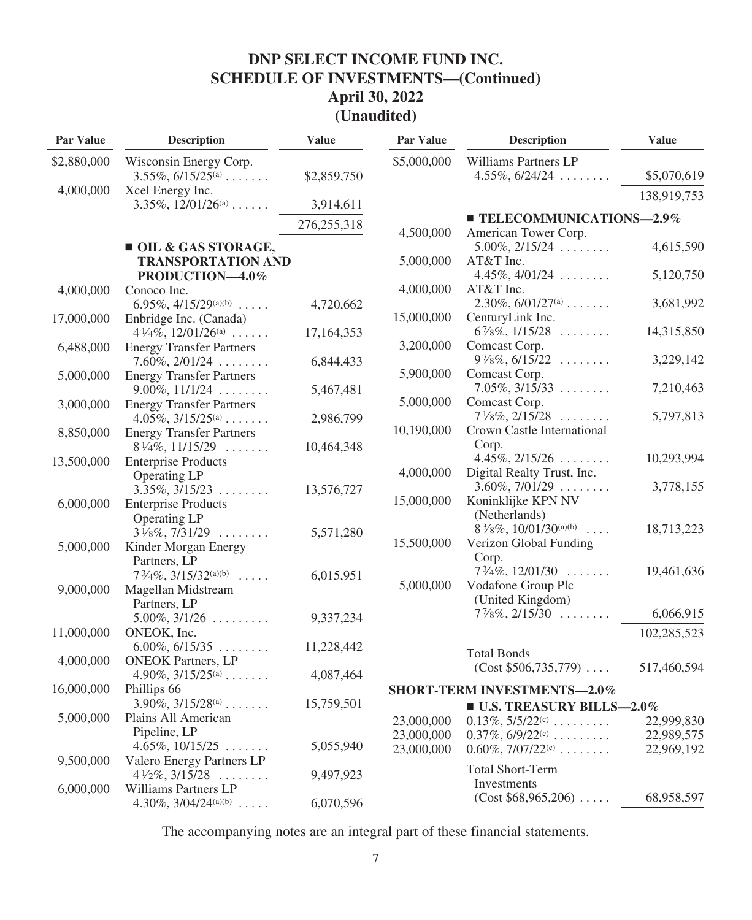# DNP SELECT INCOME FUND INC.
## SCHEDULE OF INVESTMENTS—(Continued)
### April 30, 2022
### (Unaudited)

| Par Value | Description | Value |
|---|---|---|
| $2,880,000 | Wisconsin Energy Corp. 3.55%, 6/15/25[(a)] | $2,859,750 |
| 4,000,000 | Xcel Energy Inc. 3.35%, 12/01/26[(a)] | 3,914,611 |
| | | 276,255,318 |
| | ■ **OIL & GAS STORAGE, TRANSPORTATION AND PRODUCTION—4.0%** | |
| 4,000,000 | Conoco Inc. 6.95%, 4/15/29[(a)(b)] | 4,720,662 |
| 17,000,000 | Enbridge Inc. (Canada) 4¼%, 12/01/26[(a)] | 17,164,353 |
| 6,488,000 | Energy Transfer Partners 7.60%, 2/01/24 | 6,844,433 |
| 5,000,000 | Energy Transfer Partners 9.00%, 11/1/24 | 5,467,481 |
| 3,000,000 | Energy Transfer Partners 4.05%, 3/15/25[(a)] | 2,986,799 |
| 8,850,000 | Energy Transfer Partners 8¼%, 11/15/29 | 10,464,348 |
| 13,500,000 | Enterprise Products Operating LP 3.35%, 3/15/23 | 13,576,727 |
| 6,000,000 | Enterprise Products Operating LP 3⅛%, 7/31/29 | 5,571,280 |
| 5,000,000 | Kinder Morgan Energy Partners, LP 7¾%, 3/15/32[(a)(b)] | 6,015,951 |
| 9,000,000 | Magellan Midstream Partners, LP 5.00%, 3/1/26 | 9,337,234 |
| 11,000,000 | ONEOK, Inc. 6.00%, 6/15/35 | 11,228,442 |
| 4,000,000 | ONEOK Partners, LP 4.90%, 3/15/25[(a)] | 4,087,464 |
| 16,000,000 | Phillips 66 3.90%, 3/15/28[(a)] | 15,759,501 |
| 5,000,000 | Plains All American Pipeline, LP 4.65%, 10/15/25 | 5,055,940 |
| 9,500,000 | Valero Energy Partners LP 4½%, 3/15/28 | 9,497,923 |
| 6,000,000 | Williams Partners LP 4.30%, 3/04/24[(a)(b)] | 6,070,596 |
| $5,000,000 | Williams Partners LP 4.55%, 6/24/24 | $5,070,619 |
| | | 138,919,753 |
| | ■ **TELECOMMUNICATIONS—2.9%** | |
| 4,500,000 | American Tower Corp. 5.00%, 2/15/24 | 4,615,590 |
| 5,000,000 | AT&T Inc. 4.45%, 4/01/24 | 5,120,750 |
| 4,000,000 | AT&T Inc. 2.30%, 6/01/27[(a)] | 3,681,992 |
| 15,000,000 | CenturyLink Inc. 6⅞%, 1/15/28 | 14,315,850 |
| 3,200,000 | Comcast Corp. 9⅞%, 6/15/22 | 3,229,142 |
| 5,900,000 | Comcast Corp. 7.05%, 3/15/33 | 7,210,463 |
| 5,000,000 | Comcast Corp. 7⅛%, 2/15/28 | 5,797,813 |
| 10,190,000 | Crown Castle International Corp. 4.45%, 2/15/26 | 10,293,994 |
| 4,000,000 | Digital Realty Trust, Inc. 3.60%, 7/01/29 | 3,778,155 |
| 15,000,000 | Koninklijke KPN NV (Netherlands) 8⅜%, 10/01/30[(a)(b)] | 18,713,223 |
| 15,500,000 | Verizon Global Funding Corp. 7¾%, 12/01/30 | 19,461,636 |
| 5,000,000 | Vodafone Group Plc (United Kingdom) 7⅞%, 2/15/30 | 6,066,915 |
| | | 102,285,523 |
| | Total Bonds (Cost $506,735,779) | 517,460,594 |
| | **SHORT-TERM INVESTMENTS—2.0%** | |
| | ■ **U.S. TREASURY BILLS—2.0%** | |
| 23,000,000 | 0.13%, 5/5/22[(c)] | 22,999,830 |
| 23,000,000 | 0.37%, 6/9/22[(c)] | 22,989,575 |
| 23,000,000 | 0.60%, 7/07/22[(c)] | 22,969,192 |
| | Total Short-Term Investments (Cost $68,965,206) | 68,958,597 |

The accompanying notes are an integral part of these financial statements.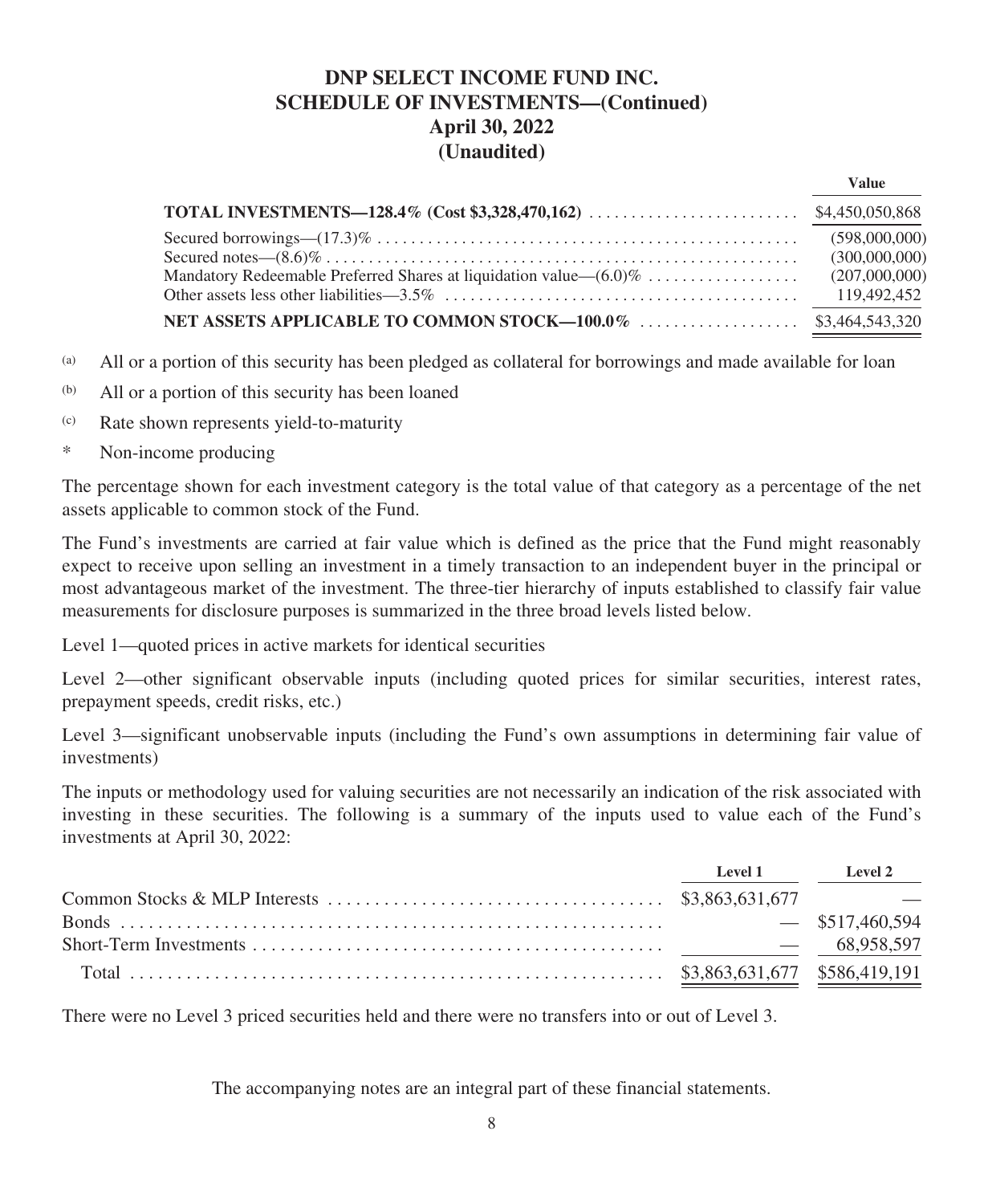# DNP SELECT INCOME FUND INC.
## SCHEDULE OF INVESTMENTS—(Continued)
## April 30, 2022
## (Unaudited)

| | Value |
|---|---|
| **TOTAL INVESTMENTS—128.4% (Cost $3,328,470,162)** | $4,450,050,868 |
| Secured borrowings—(17.3)% | (598,000,000) |
| Secured notes—(8.6)% | (300,000,000) |
| Mandatory Redeemable Preferred Shares at liquidation value—(6.0)% | (207,000,000) |
| Other assets less other liabilities—3.5% | 119,492,452 |
| **NET ASSETS APPLICABLE TO COMMON STOCK—100.0%** | $3,464,543,320 |

[(a)] All or a portion of this security has been pledged as collateral for borrowings and made available for loan

[(b)] All or a portion of this security has been loaned

[(c)] Rate shown represents yield-to-maturity

\* Non-income producing

The percentage shown for each investment category is the total value of that category as a percentage of the net assets applicable to common stock of the Fund.

The Fund's investments are carried at fair value which is defined as the price that the Fund might reasonably expect to receive upon selling an investment in a timely transaction to an independent buyer in the principal or most advantageous market of the investment. The three-tier hierarchy of inputs established to classify fair value measurements for disclosure purposes is summarized in the three broad levels listed below.

Level 1—quoted prices in active markets for identical securities

Level 2—other significant observable inputs (including quoted prices for similar securities, interest rates, prepayment speeds, credit risks, etc.)

Level 3—significant unobservable inputs (including the Fund's own assumptions in determining fair value of investments)

The inputs or methodology used for valuing securities are not necessarily an indication of the risk associated with investing in these securities. The following is a summary of the inputs used to value each of the Fund's investments at April 30, 2022:

| | Level 1 | Level 2 |
|---|---|---|
| Common Stocks & MLP Interests | $3,863,631,677 | — |
| Bonds | — | $517,460,594 |
| Short-Term Investments | — | 68,958,597 |
| Total | $3,863,631,677 | $586,419,191 |

There were no Level 3 priced securities held and there were no transfers into or out of Level 3.

The accompanying notes are an integral part of these financial statements.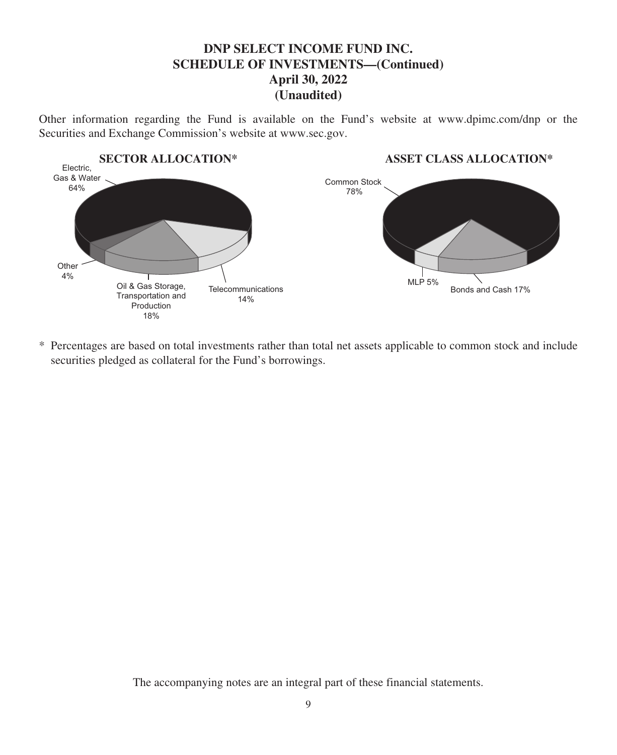# DNP SELECT INCOME FUND INC.
## SCHEDULE OF INVESTMENTS—(Continued)
## April 30, 2022
## (Unaudited)

Other information regarding the Fund is available on the Fund's website at www.dpimc.com/dnp or the Securities and Exchange Commission's website at www.sec.gov.

**SECTOR ALLOCATION***

Electric, Gas & Water 64%

Other 4%

Oil & Gas Storage, Transportation and Production 18%

Telecommunications 14%

**ASSET CLASS ALLOCATION***

Common Stock 78%

MLP 5%

Bonds and Cash 17%

\* Percentages are based on total investments rather than total net assets applicable to common stock and include securities pledged as collateral for the Fund's borrowings.

The accompanying notes are an integral part of these financial statements.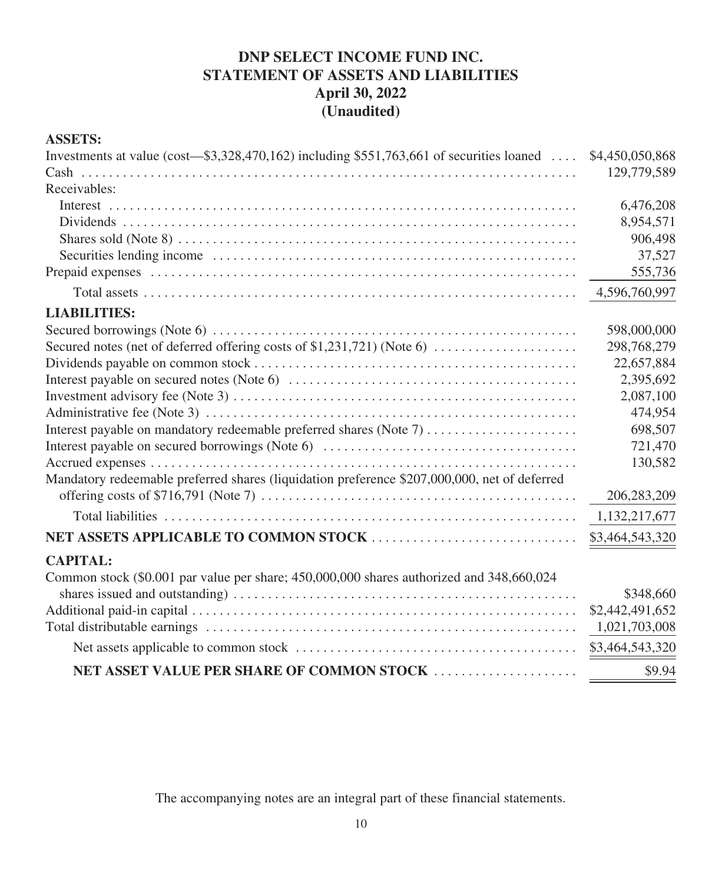# DNP SELECT INCOME FUND INC.
## STATEMENT OF ASSETS AND LIABILITIES
## April 30, 2022
## (Unaudited)

| | |
|---|---|
| **ASSETS:** | |
| Investments at value (cost—$3,328,470,162) including $551,763,661 of securities loaned | $4,450,050,868 |
| Cash | 129,779,589 |
| Receivables: | |
| Interest | 6,476,208 |
| Dividends | 8,954,571 |
| Shares sold (Note 8) | 906,498 |
| Securities lending income | 37,527 |
| Prepaid expenses | 555,736 |
| Total assets | 4,596,760,997 |
| **LIABILITIES:** | |
| Secured borrowings (Note 6) | 598,000,000 |
| Secured notes (net of deferred offering costs of $1,231,721) (Note 6) | 298,768,279 |
| Dividends payable on common stock | 22,657,884 |
| Interest payable on secured notes (Note 6) | 2,395,692 |
| Investment advisory fee (Note 3) | 2,087,100 |
| Administrative fee (Note 3) | 474,954 |
| Interest payable on mandatory redeemable preferred shares (Note 7) | 698,507 |
| Interest payable on secured borrowings (Note 6) | 721,470 |
| Accrued expenses | 130,582 |
| Mandatory redeemable preferred shares (liquidation preference $207,000,000, net of deferred offering costs of $716,791 (Note 7) | 206,283,209 |
| Total liabilities | 1,132,217,677 |
| **NET ASSETS APPLICABLE TO COMMON STOCK** | $3,464,543,320 |
| **CAPITAL:** | |
| Common stock ($0.001 par value per share; 450,000,000 shares authorized and 348,660,024 shares issued and outstanding) | $348,660 |
| Additional paid-in capital | $2,442,491,652 |
| Total distributable earnings | 1,021,703,008 |
| Net assets applicable to common stock | $3,464,543,320 |
| **NET ASSET VALUE PER SHARE OF COMMON STOCK** | $9.94 |

The accompanying notes are an integral part of these financial statements.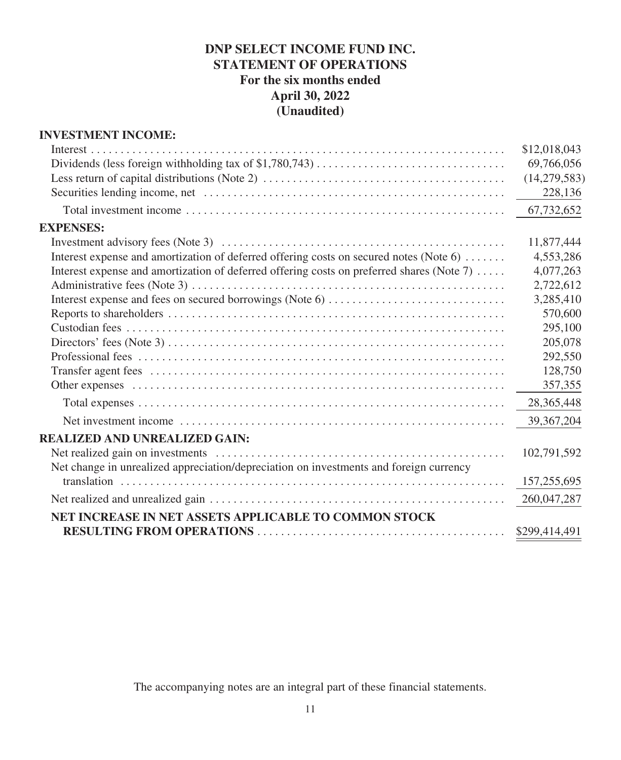# DNP SELECT INCOME FUND INC.
## STATEMENT OF OPERATIONS
### For the six months ended April 30, 2022 (Unaudited)

| | |
|---|---|
| **INVESTMENT INCOME:** | |
| Interest | $12,018,043 |
| Dividends (less foreign withholding tax of $1,780,743) | 69,766,056 |
| Less return of capital distributions (Note 2) | (14,279,583) |
| Securities lending income, net | 228,136 |
| Total investment income | 67,732,652 |
| **EXPENSES:** | |
| Investment advisory fees (Note 3) | 11,877,444 |
| Interest expense and amortization of deferred offering costs on secured notes (Note 6) | 4,553,286 |
| Interest expense and amortization of deferred offering costs on preferred shares (Note 7) | 4,077,263 |
| Administrative fees (Note 3) | 2,722,612 |
| Interest expense and fees on secured borrowings (Note 6) | 3,285,410 |
| Reports to shareholders | 570,600 |
| Custodian fees | 295,100 |
| Directors' fees (Note 3) | 205,078 |
| Professional fees | 292,550 |
| Transfer agent fees | 128,750 |
| Other expenses | 357,355 |
| Total expenses | 28,365,448 |
| Net investment income | 39,367,204 |
| **REALIZED AND UNREALIZED GAIN:** | |
| Net realized gain on investments | 102,791,592 |
| Net change in unrealized appreciation/depreciation on investments and foreign currency translation | 157,255,695 |
| Net realized and unrealized gain | 260,047,287 |
| **NET INCREASE IN NET ASSETS APPLICABLE TO COMMON STOCK RESULTING FROM OPERATIONS** | $299,414,491 |

The accompanying notes are an integral part of these financial statements.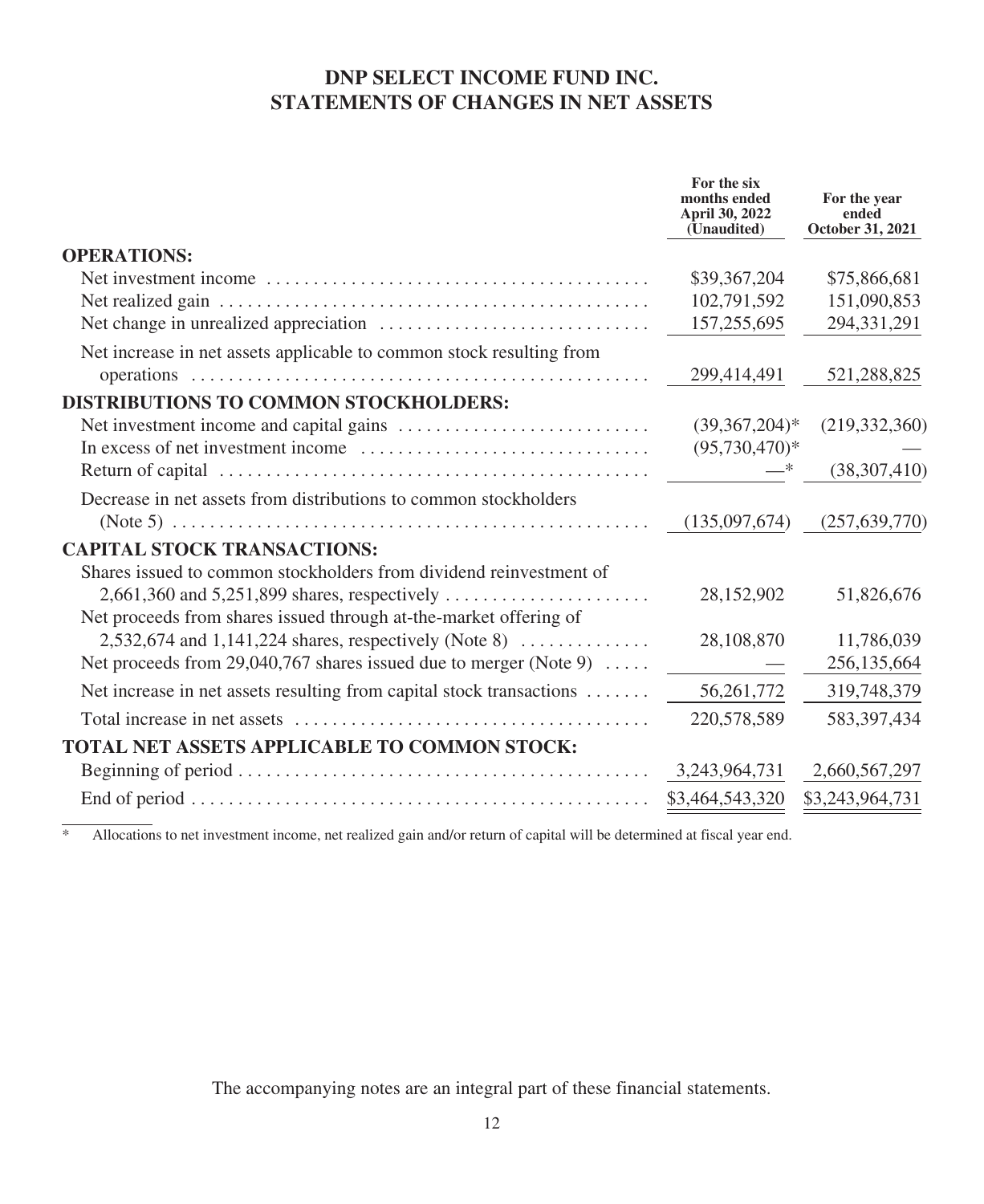# DNP SELECT INCOME FUND INC.
# STATEMENTS OF CHANGES IN NET ASSETS

| | For the six months ended April 30, 2022 (Unaudited) | For the year ended October 31, 2021 |
|---|---|---|
| **OPERATIONS:** | | |
| Net investment income | $39,367,204 | $75,866,681 |
| Net realized gain | 102,791,592 | 151,090,853 |
| Net change in unrealized appreciation | 157,255,695 | 294,331,291 |
| Net increase in net assets applicable to common stock resulting from operations | 299,414,491 | 521,288,825 |
| **DISTRIBUTIONS TO COMMON STOCKHOLDERS:** | | |
| Net investment income and capital gains | (39,367,204)* | (219,332,360) |
| In excess of net investment income | (95,730,470)* | — |
| Return of capital | —* | (38,307,410) |
| Decrease in net assets from distributions to common stockholders (Note 5) | (135,097,674) | (257,639,770) |
| **CAPITAL STOCK TRANSACTIONS:** | | |
| Shares issued to common stockholders from dividend reinvestment of 2,661,360 and 5,251,899 shares, respectively | 28,152,902 | 51,826,676 |
| Net proceeds from shares issued through at-the-market offering of 2,532,674 and 1,141,224 shares, respectively (Note 8) | 28,108,870 | 11,786,039 |
| Net proceeds from 29,040,767 shares issued due to merger (Note 9) | — | 256,135,664 |
| Net increase in net assets resulting from capital stock transactions | 56,261,772 | 319,748,379 |
| Total increase in net assets | 220,578,589 | 583,397,434 |
| **TOTAL NET ASSETS APPLICABLE TO COMMON STOCK:** | | |
| Beginning of period | 3,243,964,731 | 2,660,567,297 |
| End of period | $3,464,543,320 | $3,243,964,731 |

\* Allocations to net investment income, net realized gain and/or return of capital will be determined at fiscal year end.

The accompanying notes are an integral part of these financial statements.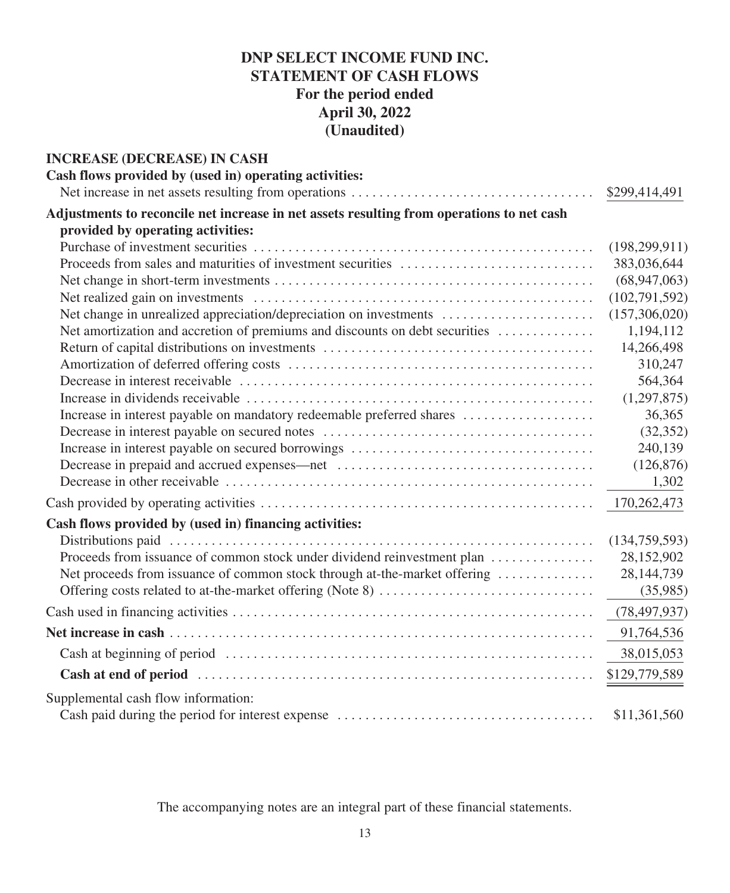# DNP SELECT INCOME FUND INC.
## STATEMENT OF CASH FLOWS
### For the period ended April 30, 2022 (Unaudited)

| | |
|---|---|
| **INCREASE (DECREASE) IN CASH** | |
| **Cash flows provided by (used in) operating activities:** | |
| Net increase in net assets resulting from operations | $299,414,491 |
| **Adjustments to reconcile net increase in net assets resulting from operations to net cash provided by operating activities:** | |
| Purchase of investment securities | (198,299,911) |
| Proceeds from sales and maturities of investment securities | 383,036,644 |
| Net change in short-term investments | (68,947,063) |
| Net realized gain on investments | (102,791,592) |
| Net change in unrealized appreciation/depreciation on investments | (157,306,020) |
| Net amortization and accretion of premiums and discounts on debt securities | 1,194,112 |
| Return of capital distributions on investments | 14,266,498 |
| Amortization of deferred offering costs | 310,247 |
| Decrease in interest receivable | 564,364 |
| Increase in dividends receivable | (1,297,875) |
| Increase in interest payable on mandatory redeemable preferred shares | 36,365 |
| Decrease in interest payable on secured notes | (32,352) |
| Increase in interest payable on secured borrowings | 240,139 |
| Decrease in prepaid and accrued expenses—net | (126,876) |
| Decrease in other receivable | 1,302 |
| Cash provided by operating activities | 170,262,473 |
| **Cash flows provided by (used in) financing activities:** | |
| Distributions paid | (134,759,593) |
| Proceeds from issuance of common stock under dividend reinvestment plan | 28,152,902 |
| Net proceeds from issuance of common stock through at-the-market offering | 28,144,739 |
| Offering costs related to at-the-market offering (Note 8) | (35,985) |
| Cash used in financing activities | (78,497,937) |
| **Net increase in cash** | 91,764,536 |
| Cash at beginning of period | 38,015,053 |
| **Cash at end of period** | $129,779,589 |
| Supplemental cash flow information: | |
| Cash paid during the period for interest expense | $11,361,560 |

The accompanying notes are an integral part of these financial statements.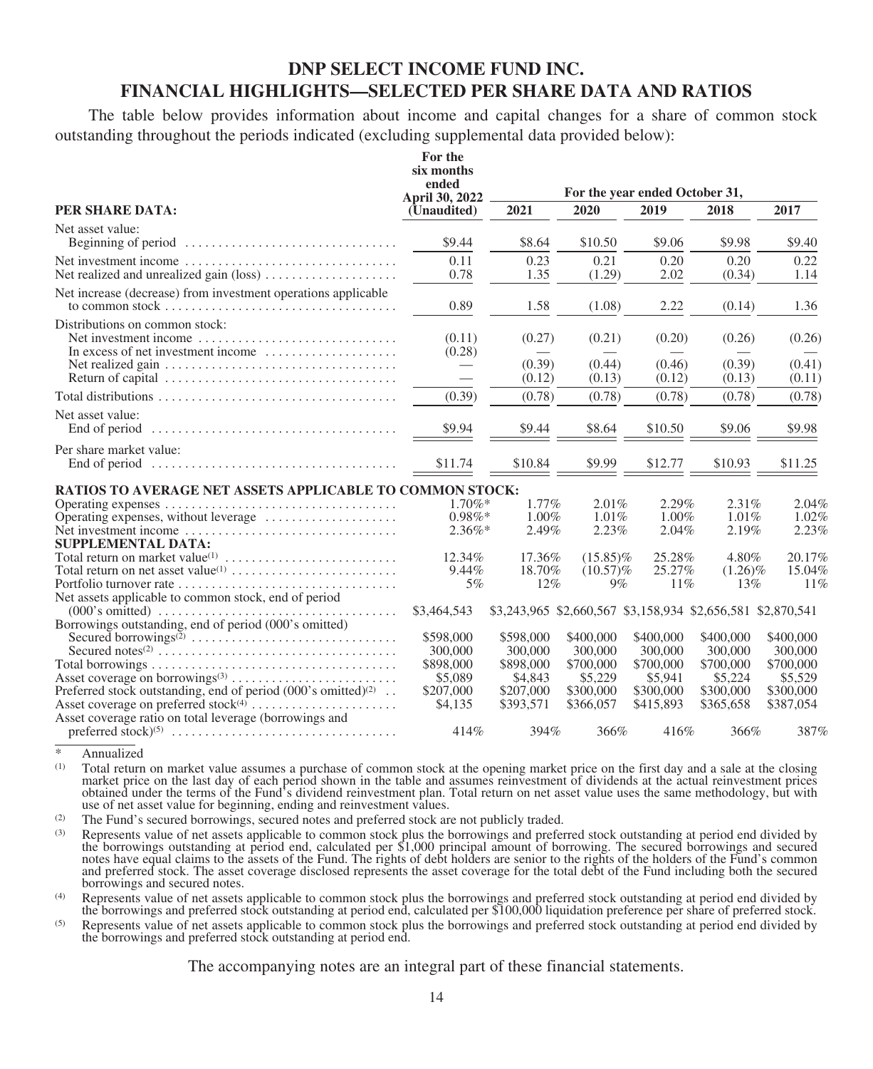# DNP SELECT INCOME FUND INC.
# FINANCIAL HIGHLIGHTS—SELECTED PER SHARE DATA AND RATIOS

The table below provides information about income and capital changes for a share of common stock outstanding throughout the periods indicated (excluding supplemental data provided below):

| | For the six months ended April 30, 2022 | For the year ended October 31, | | | | |
|---|---|---|---|---|---|---|
| **PER SHARE DATA:** | (Unaudited) | 2021 | 2020 | 2019 | 2018 | 2017 |
| Net asset value: | | | | | | |
| Beginning of period | $9.44 | $8.64 | $10.50 | $9.06 | $9.98 | $9.40 |
| Net investment income | 0.11 | 0.23 | 0.21 | 0.20 | 0.20 | 0.22 |
| Net realized and unrealized gain (loss) | 0.78 | 1.35 | (1.29) | 2.02 | (0.34) | 1.14 |
| Net increase (decrease) from investment operations applicable to common stock | 0.89 | 1.58 | (1.08) | 2.22 | (0.14) | 1.36 |
| Distributions on common stock: | | | | | | |
| Net investment income | (0.11) | (0.27) | (0.21) | (0.20) | (0.26) | (0.26) |
| In excess of net investment income | (0.28) | — | — | — | — | — |
| Net realized gain | — | (0.39) | (0.44) | (0.46) | (0.39) | (0.41) |
| Return of capital | — | (0.12) | (0.13) | (0.12) | (0.13) | (0.11) |
| Total distributions | (0.39) | (0.78) | (0.78) | (0.78) | (0.78) | (0.78) |
| Net asset value: | | | | | | |
| End of period | $9.94 | $9.44 | $8.64 | $10.50 | $9.06 | $9.98 |
| Per share market value: | | | | | | |
| End of period | $11.74 | $10.84 | $9.99 | $12.77 | $10.93 | $11.25 |
| **RATIOS TO AVERAGE NET ASSETS APPLICABLE TO COMMON STOCK:** | | | | | | |
| Operating expenses | 1.70%* | 1.77% | 2.01% | 2.29% | 2.31% | 2.04% |
| Operating expenses, without leverage | 0.98%* | 1.00% | 1.01% | 1.00% | 1.01% | 1.02% |
| Net investment income | 2.36%* | 2.49% | 2.23% | 2.04% | 2.19% | 2.23% |
| **SUPPLEMENTAL DATA:** | | | | | | |
| Total return on market value[(1)] | 12.34% | 17.36% | (15.85)% | 25.28% | 4.80% | 20.17% |
| Total return on net asset value[(1)] | 9.44% | 18.70% | (10.57)% | 25.27% | (1.26)% | 15.04% |
| Portfolio turnover rate | 5% | 12% | 9% | 11% | 13% | 11% |
| Net assets applicable to common stock, end of period (000's omitted) | $3,464,543 | $3,243,965 | $2,660,567 | $3,158,934 | $2,656,581 | $2,870,541 |
| Borrowings outstanding, end of period (000's omitted) | | | | | | |
| Secured borrowings[(2)] | $598,000 | $598,000 | $400,000 | $400,000 | $400,000 | $400,000 |
| Secured notes[(2)] | 300,000 | 300,000 | 300,000 | 300,000 | 300,000 | 300,000 |
| Total borrowings | $898,000 | $898,000 | $700,000 | $700,000 | $700,000 | $700,000 |
| Asset coverage on borrowings[(3)] | $5,089 | $4,843 | $5,229 | $5,941 | $5,224 | $5,529 |
| Preferred stock outstanding, end of period (000's omitted)[(2)] | $207,000 | $207,000 | $300,000 | $300,000 | $300,000 | $300,000 |
| Asset coverage on preferred stock[(4)] | $4,135 | $393,571 | $366,057 | $415,893 | $365,658 | $387,054 |
| Asset coverage ratio on total leverage (borrowings and preferred stock)[(5)] | 414% | 394% | 366% | 416% | 366% | 387% |

\* Annualized

(1) Total return on market value assumes a purchase of common stock at the opening market price on the first day and a sale at the closing market price on the last day of each period shown in the table and assumes reinvestment of dividends at the actual reinvestment prices obtained under the terms of the Fund's dividend reinvestment plan. Total return on net asset value uses the same methodology, but with use of net asset value for beginning, ending and reinvestment values.

(2) The Fund's secured borrowings, secured notes and preferred stock are not publicly traded.

(3) Represents value of net assets applicable to common stock plus the borrowings and preferred stock outstanding at period end divided by the borrowings outstanding at period end, calculated per $1,000 principal amount of borrowing. The secured borrowings and secured notes have equal claims to the assets of the Fund. The rights of debt holders are senior to the rights of the holders of the Fund's common and preferred stock. The asset coverage disclosed represents the asset coverage for the total debt of the Fund including both the secured borrowings and secured notes.

(4) Represents value of net assets applicable to common stock plus the borrowings and preferred stock outstanding at period end divided by the borrowings and preferred stock outstanding at period end, calculated per $100,000 liquidation preference per share of preferred stock.

(5) Represents value of net assets applicable to common stock plus the borrowings and preferred stock outstanding at period end divided by the borrowings and preferred stock outstanding at period end.

The accompanying notes are an integral part of these financial statements.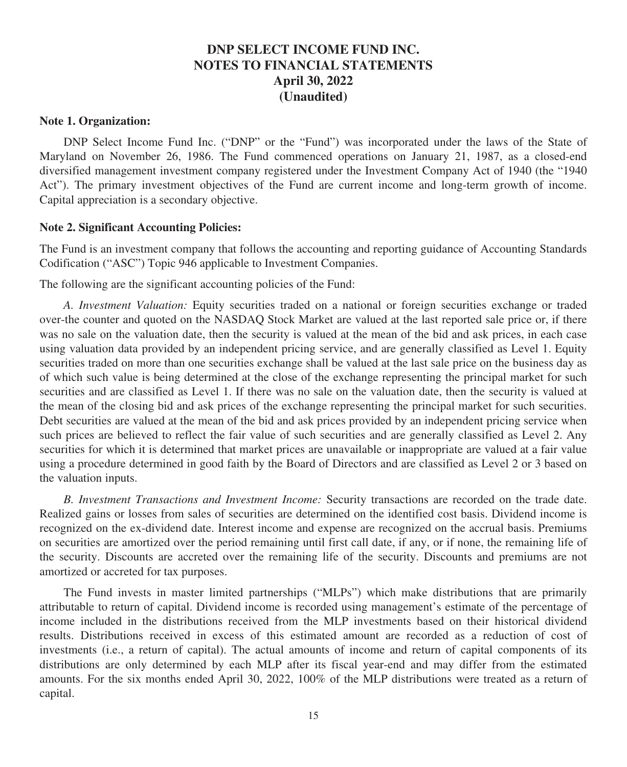# DNP SELECT INCOME FUND INC.
# NOTES TO FINANCIAL STATEMENTS
# April 30, 2022
# (Unaudited)

**Note 1. Organization:**

DNP Select Income Fund Inc. ("DNP" or the "Fund") was incorporated under the laws of the State of Maryland on November 26, 1986. The Fund commenced operations on January 21, 1987, as a closed-end diversified management investment company registered under the Investment Company Act of 1940 (the "1940 Act"). The primary investment objectives of the Fund are current income and long-term growth of income. Capital appreciation is a secondary objective.

**Note 2. Significant Accounting Policies:**

The Fund is an investment company that follows the accounting and reporting guidance of Accounting Standards Codification ("ASC") Topic 946 applicable to Investment Companies.

The following are the significant accounting policies of the Fund:

*A. Investment Valuation:* Equity securities traded on a national or foreign securities exchange or traded over-the counter and quoted on the NASDAQ Stock Market are valued at the last reported sale price or, if there was no sale on the valuation date, then the security is valued at the mean of the bid and ask prices, in each case using valuation data provided by an independent pricing service, and are generally classified as Level 1. Equity securities traded on more than one securities exchange shall be valued at the last sale price on the business day as of which such value is being determined at the close of the exchange representing the principal market for such securities and are classified as Level 1. If there was no sale on the valuation date, then the security is valued at the mean of the closing bid and ask prices of the exchange representing the principal market for such securities. Debt securities are valued at the mean of the bid and ask prices provided by an independent pricing service when such prices are believed to reflect the fair value of such securities and are generally classified as Level 2. Any securities for which it is determined that market prices are unavailable or inappropriate are valued at a fair value using a procedure determined in good faith by the Board of Directors and are classified as Level 2 or 3 based on the valuation inputs.

*B. Investment Transactions and Investment Income:* Security transactions are recorded on the trade date. Realized gains or losses from sales of securities are determined on the identified cost basis. Dividend income is recognized on the ex-dividend date. Interest income and expense are recognized on the accrual basis. Premiums on securities are amortized over the period remaining until first call date, if any, or if none, the remaining life of the security. Discounts are accreted over the remaining life of the security. Discounts and premiums are not amortized or accreted for tax purposes.

The Fund invests in master limited partnerships ("MLPs") which make distributions that are primarily attributable to return of capital. Dividend income is recorded using management's estimate of the percentage of income included in the distributions received from the MLP investments based on their historical dividend results. Distributions received in excess of this estimated amount are recorded as a reduction of cost of investments (i.e., a return of capital). The actual amounts of income and return of capital components of its distributions are only determined by each MLP after its fiscal year-end and may differ from the estimated amounts. For the six months ended April 30, 2022, 100% of the MLP distributions were treated as a return of capital.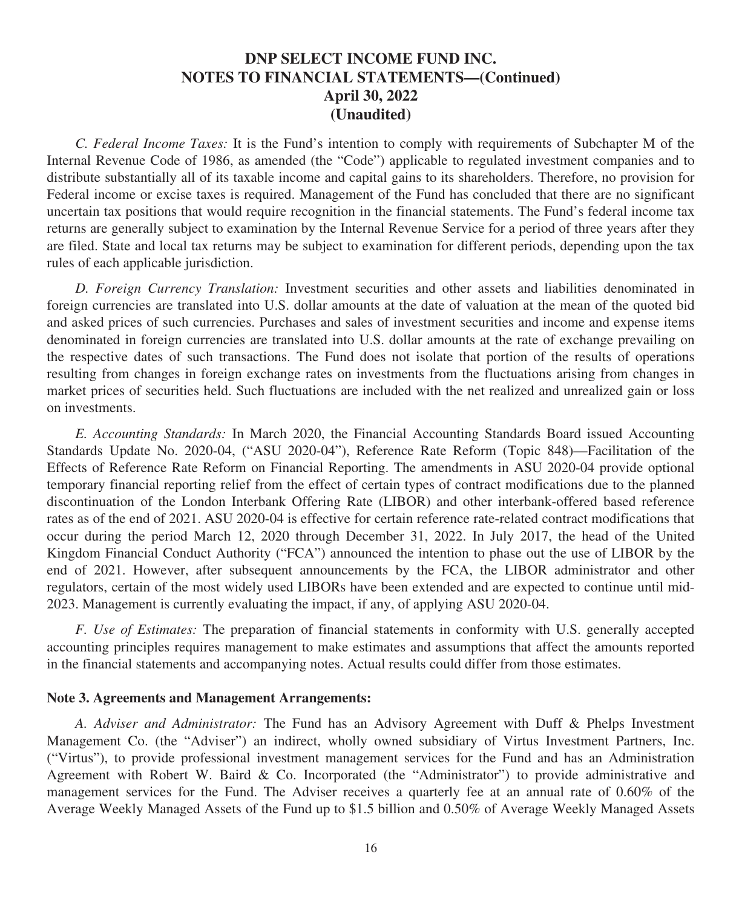*C. Federal Income Taxes:* It is the Fund's intention to comply with requirements of Subchapter M of the Internal Revenue Code of 1986, as amended (the "Code") applicable to regulated investment companies and to distribute substantially all of its taxable income and capital gains to its shareholders. Therefore, no provision for Federal income or excise taxes is required. Management of the Fund has concluded that there are no significant uncertain tax positions that would require recognition in the financial statements. The Fund's federal income tax returns are generally subject to examination by the Internal Revenue Service for a period of three years after they are filed. State and local tax returns may be subject to examination for different periods, depending upon the tax rules of each applicable jurisdiction.

*D. Foreign Currency Translation:* Investment securities and other assets and liabilities denominated in foreign currencies are translated into U.S. dollar amounts at the date of valuation at the mean of the quoted bid and asked prices of such currencies. Purchases and sales of investment securities and income and expense items denominated in foreign currencies are translated into U.S. dollar amounts at the rate of exchange prevailing on the respective dates of such transactions. The Fund does not isolate that portion of the results of operations resulting from changes in foreign exchange rates on investments from the fluctuations arising from changes in market prices of securities held. Such fluctuations are included with the net realized and unrealized gain or loss on investments.

*E. Accounting Standards:* In March 2020, the Financial Accounting Standards Board issued Accounting Standards Update No. 2020-04, ("ASU 2020-04"), Reference Rate Reform (Topic 848)—Facilitation of the Effects of Reference Rate Reform on Financial Reporting. The amendments in ASU 2020-04 provide optional temporary financial reporting relief from the effect of certain types of contract modifications due to the planned discontinuation of the London Interbank Offering Rate (LIBOR) and other interbank-offered based reference rates as of the end of 2021. ASU 2020-04 is effective for certain reference rate-related contract modifications that occur during the period March 12, 2020 through December 31, 2022. In July 2017, the head of the United Kingdom Financial Conduct Authority ("FCA") announced the intention to phase out the use of LIBOR by the end of 2021. However, after subsequent announcements by the FCA, the LIBOR administrator and other regulators, certain of the most widely used LIBORs have been extended and are expected to continue until mid-2023. Management is currently evaluating the impact, if any, of applying ASU 2020-04.

*F. Use of Estimates:* The preparation of financial statements in conformity with U.S. generally accepted accounting principles requires management to make estimates and assumptions that affect the amounts reported in the financial statements and accompanying notes. Actual results could differ from those estimates.

**Note 3. Agreements and Management Arrangements:**

*A. Adviser and Administrator:* The Fund has an Advisory Agreement with Duff & Phelps Investment Management Co. (the "Adviser") an indirect, wholly owned subsidiary of Virtus Investment Partners, Inc. ("Virtus"), to provide professional investment management services for the Fund and has an Administration Agreement with Robert W. Baird & Co. Incorporated (the "Administrator") to provide administrative and management services for the Fund. The Adviser receives a quarterly fee at an annual rate of 0.60% of the Average Weekly Managed Assets of the Fund up to $1.5 billion and 0.50% of Average Weekly Managed Assets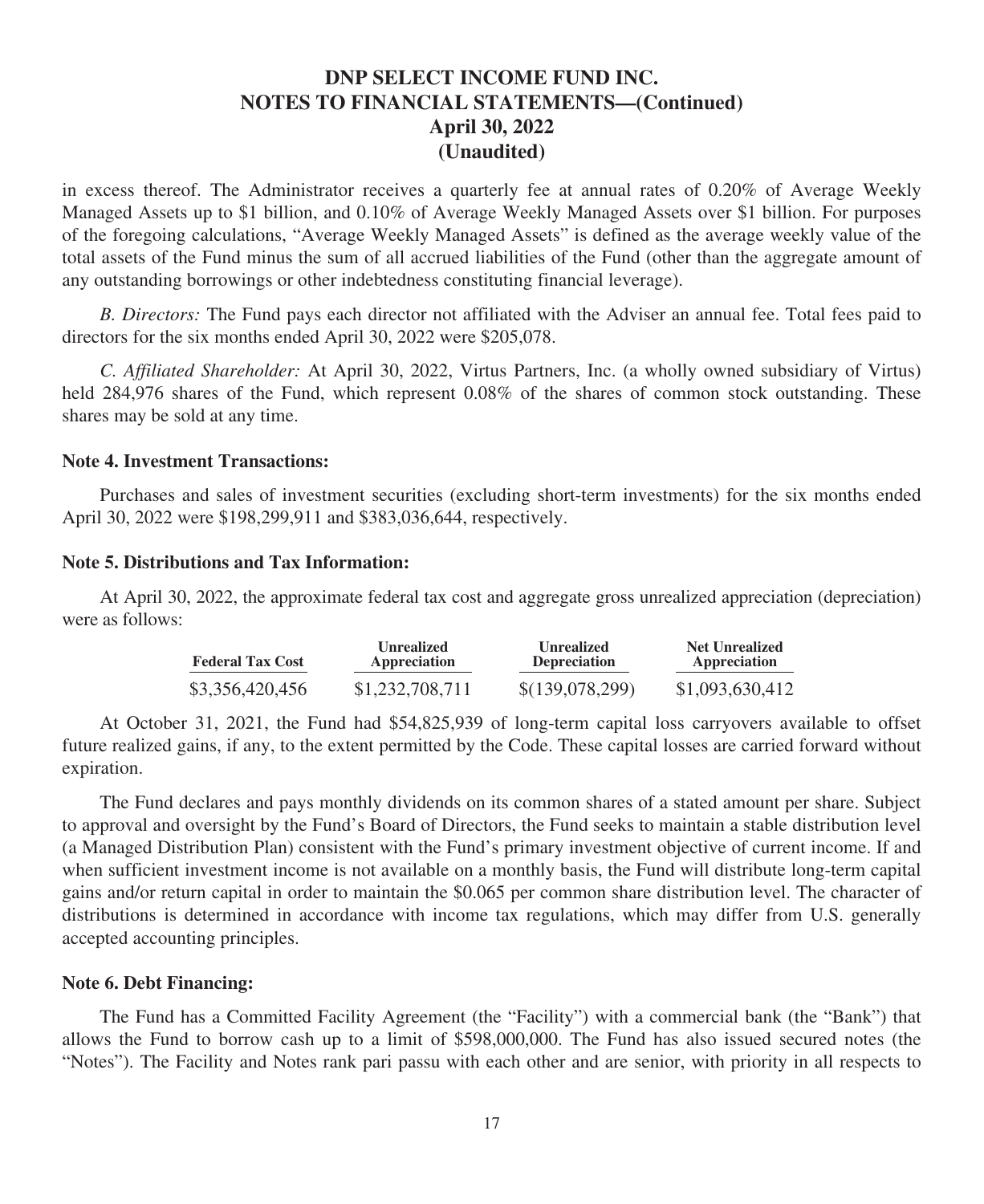in excess thereof. The Administrator receives a quarterly fee at annual rates of 0.20% of Average Weekly Managed Assets up to $1 billion, and 0.10% of Average Weekly Managed Assets over $1 billion. For purposes of the foregoing calculations, "Average Weekly Managed Assets" is defined as the average weekly value of the total assets of the Fund minus the sum of all accrued liabilities of the Fund (other than the aggregate amount of any outstanding borrowings or other indebtedness constituting financial leverage).

*B. Directors:* The Fund pays each director not affiliated with the Adviser an annual fee. Total fees paid to directors for the six months ended April 30, 2022 were $205,078.

*C. Affiliated Shareholder:* At April 30, 2022, Virtus Partners, Inc. (a wholly owned subsidiary of Virtus) held 284,976 shares of the Fund, which represent 0.08% of the shares of common stock outstanding. These shares may be sold at any time.

**Note 4. Investment Transactions:**

Purchases and sales of investment securities (excluding short-term investments) for the six months ended April 30, 2022 were $198,299,911 and $383,036,644, respectively.

**Note 5. Distributions and Tax Information:**

At April 30, 2022, the approximate federal tax cost and aggregate gross unrealized appreciation (depreciation) were as follows:

| Federal Tax Cost | Unrealized Appreciation | Unrealized Depreciation | Net Unrealized Appreciation |
|---|---|---|---|
| $3,356,420,456 | $1,232,708,711 | $(139,078,299) | $1,093,630,412 |

At October 31, 2021, the Fund had $54,825,939 of long-term capital loss carryovers available to offset future realized gains, if any, to the extent permitted by the Code. These capital losses are carried forward without expiration.

The Fund declares and pays monthly dividends on its common shares of a stated amount per share. Subject to approval and oversight by the Fund's Board of Directors, the Fund seeks to maintain a stable distribution level (a Managed Distribution Plan) consistent with the Fund's primary investment objective of current income. If and when sufficient investment income is not available on a monthly basis, the Fund will distribute long-term capital gains and/or return capital in order to maintain the $0.065 per common share distribution level. The character of distributions is determined in accordance with income tax regulations, which may differ from U.S. generally accepted accounting principles.

**Note 6. Debt Financing:**

The Fund has a Committed Facility Agreement (the "Facility") with a commercial bank (the "Bank") that allows the Fund to borrow cash up to a limit of $598,000,000. The Fund has also issued secured notes (the "Notes"). The Facility and Notes rank pari passu with each other and are senior, with priority in all respects to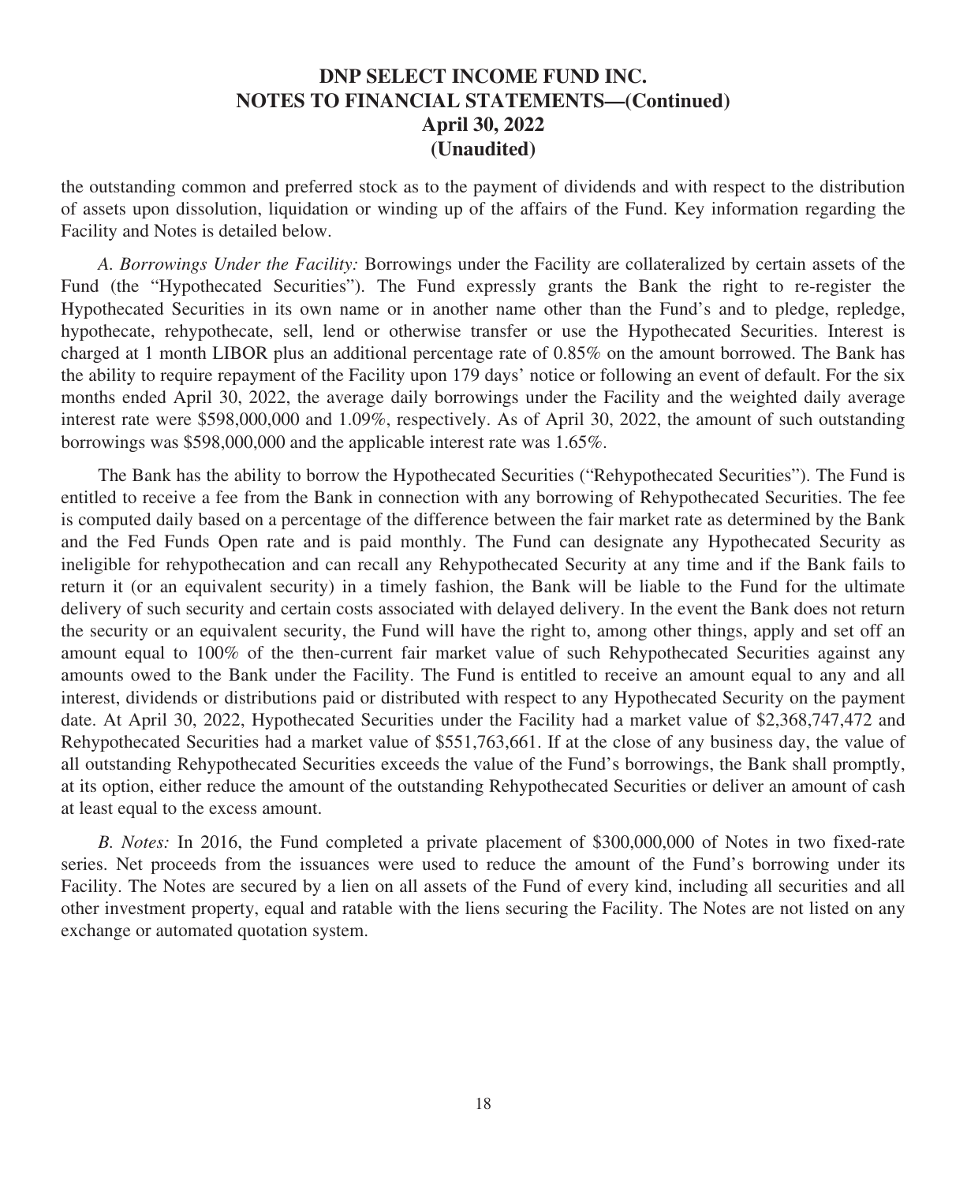the outstanding common and preferred stock as to the payment of dividends and with respect to the distribution of assets upon dissolution, liquidation or winding up of the affairs of the Fund. Key information regarding the Facility and Notes is detailed below.

*A. Borrowings Under the Facility:* Borrowings under the Facility are collateralized by certain assets of the Fund (the "Hypothecated Securities"). The Fund expressly grants the Bank the right to re-register the Hypothecated Securities in its own name or in another name other than the Fund's and to pledge, repledge, hypothecate, rehypothecate, sell, lend or otherwise transfer or use the Hypothecated Securities. Interest is charged at 1 month LIBOR plus an additional percentage rate of 0.85% on the amount borrowed. The Bank has the ability to require repayment of the Facility upon 179 days' notice or following an event of default. For the six months ended April 30, 2022, the average daily borrowings under the Facility and the weighted daily average interest rate were $598,000,000 and 1.09%, respectively. As of April 30, 2022, the amount of such outstanding borrowings was $598,000,000 and the applicable interest rate was 1.65%.

The Bank has the ability to borrow the Hypothecated Securities ("Rehypothecated Securities"). The Fund is entitled to receive a fee from the Bank in connection with any borrowing of Rehypothecated Securities. The fee is computed daily based on a percentage of the difference between the fair market rate as determined by the Bank and the Fed Funds Open rate and is paid monthly. The Fund can designate any Hypothecated Security as ineligible for rehypothecation and can recall any Rehypothecated Security at any time and if the Bank fails to return it (or an equivalent security) in a timely fashion, the Bank will be liable to the Fund for the ultimate delivery of such security and certain costs associated with delayed delivery. In the event the Bank does not return the security or an equivalent security, the Fund will have the right to, among other things, apply and set off an amount equal to 100% of the then-current fair market value of such Rehypothecated Securities against any amounts owed to the Bank under the Facility. The Fund is entitled to receive an amount equal to any and all interest, dividends or distributions paid or distributed with respect to any Hypothecated Security on the payment date. At April 30, 2022, Hypothecated Securities under the Facility had a market value of $2,368,747,472 and Rehypothecated Securities had a market value of $551,763,661. If at the close of any business day, the value of all outstanding Rehypothecated Securities exceeds the value of the Fund's borrowings, the Bank shall promptly, at its option, either reduce the amount of the outstanding Rehypothecated Securities or deliver an amount of cash at least equal to the excess amount.

*B. Notes:* In 2016, the Fund completed a private placement of $300,000,000 of Notes in two fixed-rate series. Net proceeds from the issuances were used to reduce the amount of the Fund's borrowing under its Facility. The Notes are secured by a lien on all assets of the Fund of every kind, including all securities and all other investment property, equal and ratable with the liens securing the Facility. The Notes are not listed on any exchange or automated quotation system.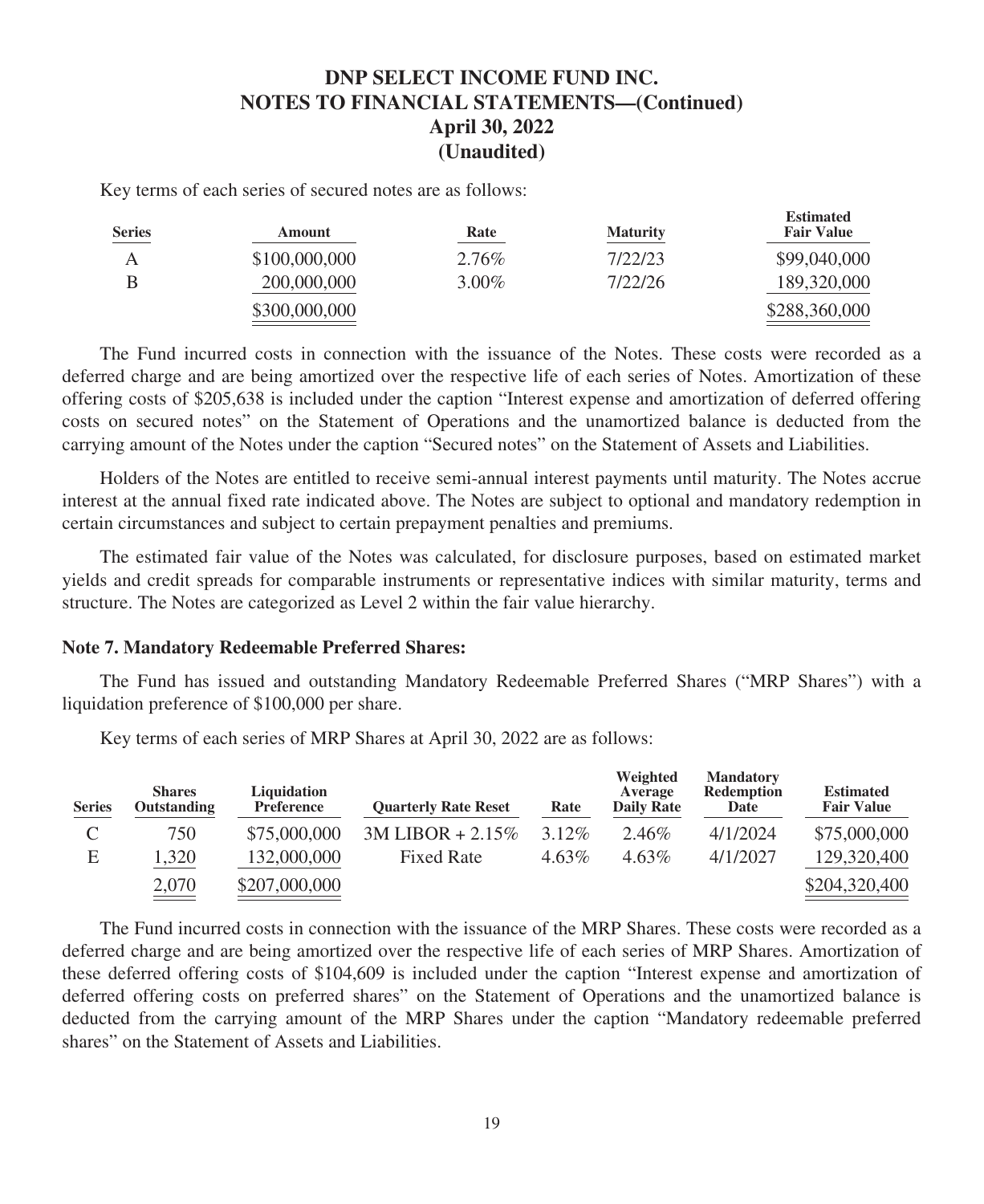# DNP SELECT INCOME FUND INC.
# NOTES TO FINANCIAL STATEMENTS—(Continued)
# April 30, 2022
# (Unaudited)

Key terms of each series of secured notes are as follows:

| Series | Amount | Rate | Maturity | Estimated Fair Value |
|---|---|---|---|---|
| A | $100,000,000 | 2.76% | 7/22/23 | $99,040,000 |
| B | 200,000,000 | 3.00% | 7/22/26 | 189,320,000 |
| | $300,000,000 | | | $288,360,000 |

The Fund incurred costs in connection with the issuance of the Notes. These costs were recorded as a deferred charge and are being amortized over the respective life of each series of Notes. Amortization of these offering costs of $205,638 is included under the caption "Interest expense and amortization of deferred offering costs on secured notes" on the Statement of Operations and the unamortized balance is deducted from the carrying amount of the Notes under the caption "Secured notes" on the Statement of Assets and Liabilities.

Holders of the Notes are entitled to receive semi-annual interest payments until maturity. The Notes accrue interest at the annual fixed rate indicated above. The Notes are subject to optional and mandatory redemption in certain circumstances and subject to certain prepayment penalties and premiums.

The estimated fair value of the Notes was calculated, for disclosure purposes, based on estimated market yields and credit spreads for comparable instruments or representative indices with similar maturity, terms and structure. The Notes are categorized as Level 2 within the fair value hierarchy.

**Note 7. Mandatory Redeemable Preferred Shares:**

The Fund has issued and outstanding Mandatory Redeemable Preferred Shares ("MRP Shares") with a liquidation preference of $100,000 per share.

Key terms of each series of MRP Shares at April 30, 2022 are as follows:

| Series | Shares Outstanding | Liquidation Preference | Quarterly Rate Reset | Rate | Weighted Average Daily Rate | Mandatory Redemption Date | Estimated Fair Value |
|---|---|---|---|---|---|---|---|
| C | 750 | $75,000,000 | 3M LIBOR + 2.15% | 3.12% | 2.46% | 4/1/2024 | $75,000,000 |
| E | 1,320 | 132,000,000 | Fixed Rate | 4.63% | 4.63% | 4/1/2027 | 129,320,400 |
| | 2,070 | $207,000,000 | | | | | $204,320,400 |

The Fund incurred costs in connection with the issuance of the MRP Shares. These costs were recorded as a deferred charge and are being amortized over the respective life of each series of MRP Shares. Amortization of these deferred offering costs of $104,609 is included under the caption "Interest expense and amortization of deferred offering costs on preferred shares" on the Statement of Operations and the unamortized balance is deducted from the carrying amount of the MRP Shares under the caption "Mandatory redeemable preferred shares" on the Statement of Assets and Liabilities.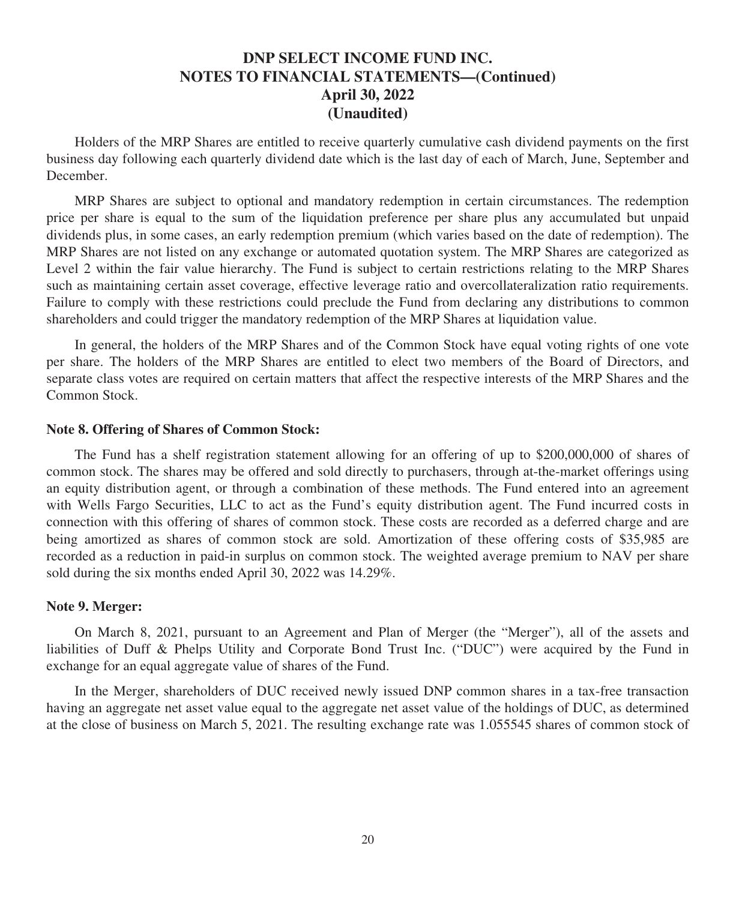Holders of the MRP Shares are entitled to receive quarterly cumulative cash dividend payments on the first business day following each quarterly dividend date which is the last day of each of March, June, September and December.

MRP Shares are subject to optional and mandatory redemption in certain circumstances. The redemption price per share is equal to the sum of the liquidation preference per share plus any accumulated but unpaid dividends plus, in some cases, an early redemption premium (which varies based on the date of redemption). The MRP Shares are not listed on any exchange or automated quotation system. The MRP Shares are categorized as Level 2 within the fair value hierarchy. The Fund is subject to certain restrictions relating to the MRP Shares such as maintaining certain asset coverage, effective leverage ratio and overcollateralization ratio requirements. Failure to comply with these restrictions could preclude the Fund from declaring any distributions to common shareholders and could trigger the mandatory redemption of the MRP Shares at liquidation value.

In general, the holders of the MRP Shares and of the Common Stock have equal voting rights of one vote per share. The holders of the MRP Shares are entitled to elect two members of the Board of Directors, and separate class votes are required on certain matters that affect the respective interests of the MRP Shares and the Common Stock.

**Note 8. Offering of Shares of Common Stock:**

The Fund has a shelf registration statement allowing for an offering of up to $200,000,000 of shares of common stock. The shares may be offered and sold directly to purchasers, through at-the-market offerings using an equity distribution agent, or through a combination of these methods. The Fund entered into an agreement with Wells Fargo Securities, LLC to act as the Fund's equity distribution agent. The Fund incurred costs in connection with this offering of shares of common stock. These costs are recorded as a deferred charge and are being amortized as shares of common stock are sold. Amortization of these offering costs of $35,985 are recorded as a reduction in paid-in surplus on common stock. The weighted average premium to NAV per share sold during the six months ended April 30, 2022 was 14.29%.

**Note 9. Merger:**

On March 8, 2021, pursuant to an Agreement and Plan of Merger (the "Merger"), all of the assets and liabilities of Duff & Phelps Utility and Corporate Bond Trust Inc. ("DUC") were acquired by the Fund in exchange for an equal aggregate value of shares of the Fund.

In the Merger, shareholders of DUC received newly issued DNP common shares in a tax-free transaction having an aggregate net asset value equal to the aggregate net asset value of the holdings of DUC, as determined at the close of business on March 5, 2021. The resulting exchange rate was 1.055545 shares of common stock of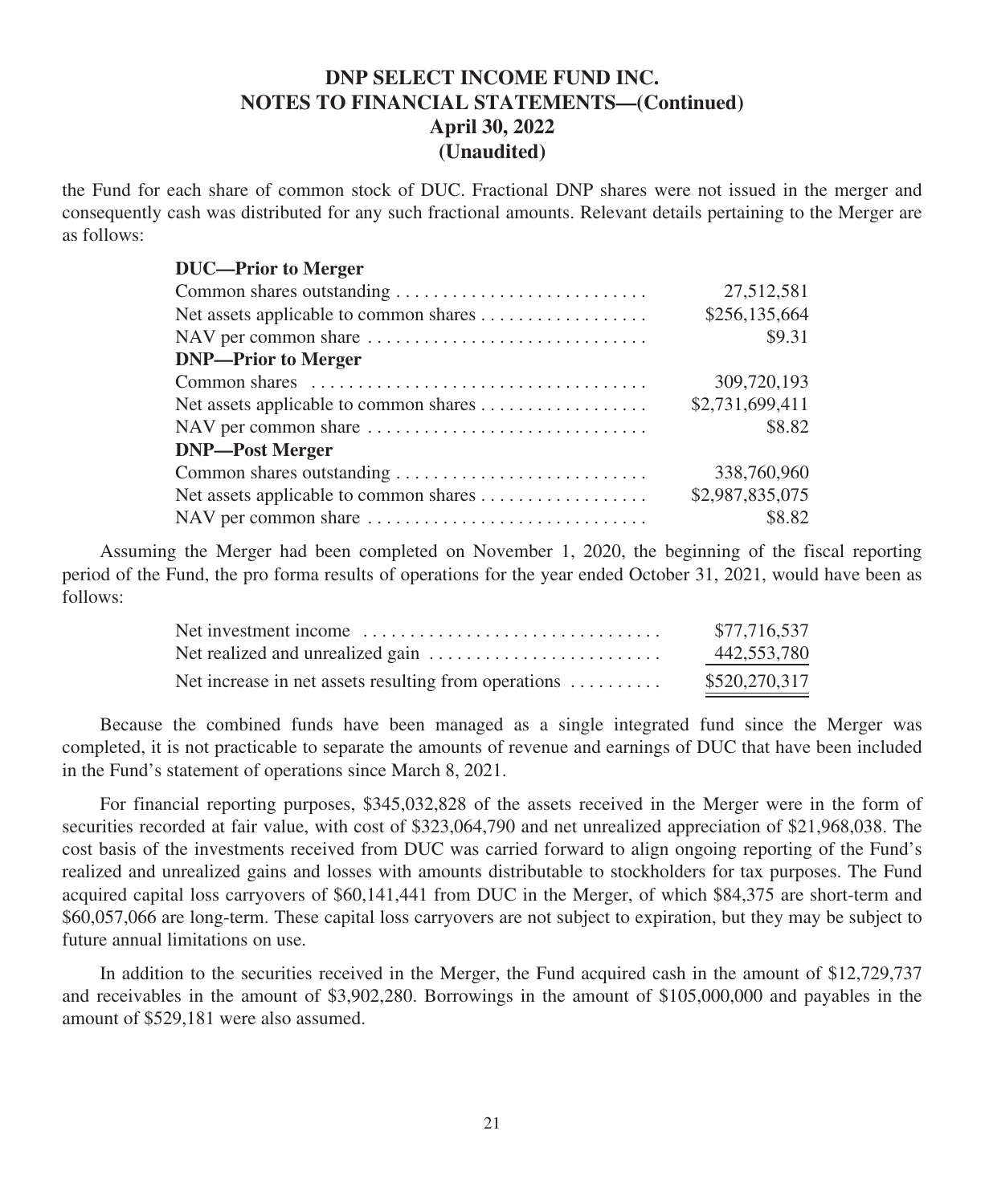the Fund for each share of common stock of DUC. Fractional DNP shares were not issued in the merger and consequently cash was distributed for any such fractional amounts. Relevant details pertaining to the Merger are as follows:

| | |
|---|---|
| **DUC—Prior to Merger** | |
| Common shares outstanding | 27,512,581 |
| Net assets applicable to common shares | $256,135,664 |
| NAV per common share | $9.31 |
| **DNP—Prior to Merger** | |
| Common shares | 309,720,193 |
| Net assets applicable to common shares | $2,731,699,411 |
| NAV per common share | $8.82 |
| **DNP—Post Merger** | |
| Common shares outstanding | 338,760,960 |
| Net assets applicable to common shares | $2,987,835,075 |
| NAV per common share | $8.82 |

Assuming the Merger had been completed on November 1, 2020, the beginning of the fiscal reporting period of the Fund, the pro forma results of operations for the year ended October 31, 2021, would have been as follows:

| | |
|---|---|
| Net investment income | $77,716,537 |
| Net realized and unrealized gain | 442,553,780 |
| Net increase in net assets resulting from operations | $520,270,317 |

Because the combined funds have been managed as a single integrated fund since the Merger was completed, it is not practicable to separate the amounts of revenue and earnings of DUC that have been included in the Fund's statement of operations since March 8, 2021.

For financial reporting purposes, $345,032,828 of the assets received in the Merger were in the form of securities recorded at fair value, with cost of $323,064,790 and net unrealized appreciation of $21,968,038. The cost basis of the investments received from DUC was carried forward to align ongoing reporting of the Fund's realized and unrealized gains and losses with amounts distributable to stockholders for tax purposes. The Fund acquired capital loss carryovers of $60,141,441 from DUC in the Merger, of which $84,375 are short-term and $60,057,066 are long-term. These capital loss carryovers are not subject to expiration, but they may be subject to future annual limitations on use.

In addition to the securities received in the Merger, the Fund acquired cash in the amount of $12,729,737 and receivables in the amount of $3,902,280. Borrowings in the amount of $105,000,000 and payables in the amount of $529,181 were also assumed.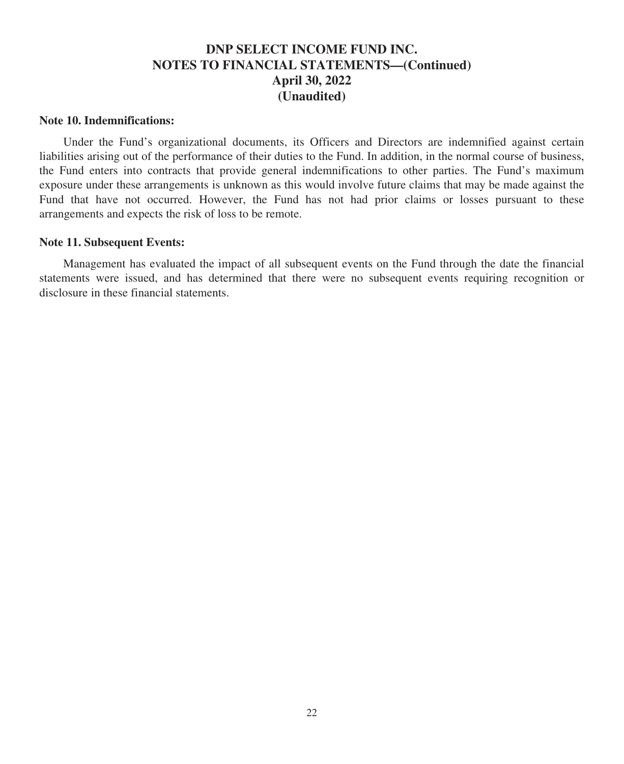**Note 10. Indemnifications:**

Under the Fund's organizational documents, its Officers and Directors are indemnified against certain liabilities arising out of the performance of their duties to the Fund. In addition, in the normal course of business, the Fund enters into contracts that provide general indemnifications to other parties. The Fund's maximum exposure under these arrangements is unknown as this would involve future claims that may be made against the Fund that have not occurred. However, the Fund has not had prior claims or losses pursuant to these arrangements and expects the risk of loss to be remote.

**Note 11. Subsequent Events:**

Management has evaluated the impact of all subsequent events on the Fund through the date the financial statements were issued, and has determined that there were no subsequent events requiring recognition or disclosure in these financial statements.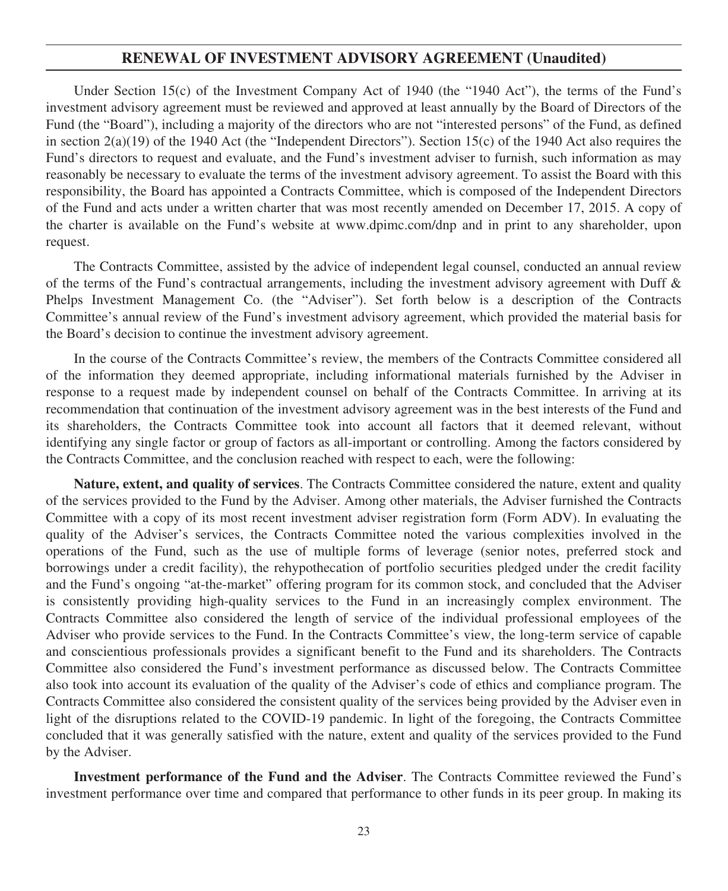## RENEWAL OF INVESTMENT ADVISORY AGREEMENT (Unaudited)

Under Section 15(c) of the Investment Company Act of 1940 (the "1940 Act"), the terms of the Fund's investment advisory agreement must be reviewed and approved at least annually by the Board of Directors of the Fund (the "Board"), including a majority of the directors who are not "interested persons" of the Fund, as defined in section 2(a)(19) of the 1940 Act (the "Independent Directors"). Section 15(c) of the 1940 Act also requires the Fund's directors to request and evaluate, and the Fund's investment adviser to furnish, such information as may reasonably be necessary to evaluate the terms of the investment advisory agreement. To assist the Board with this responsibility, the Board has appointed a Contracts Committee, which is composed of the Independent Directors of the Fund and acts under a written charter that was most recently amended on December 17, 2015. A copy of the charter is available on the Fund's website at www.dpimc.com/dnp and in print to any shareholder, upon request.

The Contracts Committee, assisted by the advice of independent legal counsel, conducted an annual review of the terms of the Fund's contractual arrangements, including the investment advisory agreement with Duff & Phelps Investment Management Co. (the "Adviser"). Set forth below is a description of the Contracts Committee's annual review of the Fund's investment advisory agreement, which provided the material basis for the Board's decision to continue the investment advisory agreement.

In the course of the Contracts Committee's review, the members of the Contracts Committee considered all of the information they deemed appropriate, including informational materials furnished by the Adviser in response to a request made by independent counsel on behalf of the Contracts Committee. In arriving at its recommendation that continuation of the investment advisory agreement was in the best interests of the Fund and its shareholders, the Contracts Committee took into account all factors that it deemed relevant, without identifying any single factor or group of factors as all-important or controlling. Among the factors considered by the Contracts Committee, and the conclusion reached with respect to each, were the following:

**Nature, extent, and quality of services**. The Contracts Committee considered the nature, extent and quality of the services provided to the Fund by the Adviser. Among other materials, the Adviser furnished the Contracts Committee with a copy of its most recent investment adviser registration form (Form ADV). In evaluating the quality of the Adviser's services, the Contracts Committee noted the various complexities involved in the operations of the Fund, such as the use of multiple forms of leverage (senior notes, preferred stock and borrowings under a credit facility), the rehypothecation of portfolio securities pledged under the credit facility and the Fund's ongoing "at-the-market" offering program for its common stock, and concluded that the Adviser is consistently providing high-quality services to the Fund in an increasingly complex environment. The Contracts Committee also considered the length of service of the individual professional employees of the Adviser who provide services to the Fund. In the Contracts Committee's view, the long-term service of capable and conscientious professionals provides a significant benefit to the Fund and its shareholders. The Contracts Committee also considered the Fund's investment performance as discussed below. The Contracts Committee also took into account its evaluation of the quality of the Adviser's code of ethics and compliance program. The Contracts Committee also considered the consistent quality of the services being provided by the Adviser even in light of the disruptions related to the COVID-19 pandemic. In light of the foregoing, the Contracts Committee concluded that it was generally satisfied with the nature, extent and quality of the services provided to the Fund by the Adviser.

**Investment performance of the Fund and the Adviser**. The Contracts Committee reviewed the Fund's investment performance over time and compared that performance to other funds in its peer group. In making its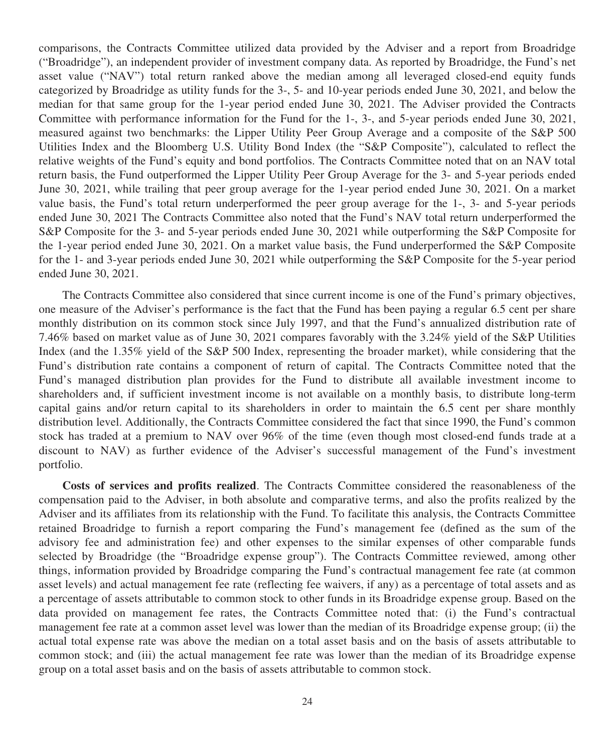comparisons, the Contracts Committee utilized data provided by the Adviser and a report from Broadridge ("Broadridge"), an independent provider of investment company data. As reported by Broadridge, the Fund's net asset value ("NAV") total return ranked above the median among all leveraged closed-end equity funds categorized by Broadridge as utility funds for the 3-, 5- and 10-year periods ended June 30, 2021, and below the median for that same group for the 1-year period ended June 30, 2021. The Adviser provided the Contracts Committee with performance information for the Fund for the 1-, 3-, and 5-year periods ended June 30, 2021, measured against two benchmarks: the Lipper Utility Peer Group Average and a composite of the S&P 500 Utilities Index and the Bloomberg U.S. Utility Bond Index (the "S&P Composite"), calculated to reflect the relative weights of the Fund's equity and bond portfolios. The Contracts Committee noted that on an NAV total return basis, the Fund outperformed the Lipper Utility Peer Group Average for the 3- and 5-year periods ended June 30, 2021, while trailing that peer group average for the 1-year period ended June 30, 2021. On a market value basis, the Fund's total return underperformed the peer group average for the 1-, 3- and 5-year periods ended June 30, 2021 The Contracts Committee also noted that the Fund's NAV total return underperformed the S&P Composite for the 3- and 5-year periods ended June 30, 2021 while outperforming the S&P Composite for the 1-year period ended June 30, 2021. On a market value basis, the Fund underperformed the S&P Composite for the 1- and 3-year periods ended June 30, 2021 while outperforming the S&P Composite for the 5-year period ended June 30, 2021.

The Contracts Committee also considered that since current income is one of the Fund's primary objectives, one measure of the Adviser's performance is the fact that the Fund has been paying a regular 6.5 cent per share monthly distribution on its common stock since July 1997, and that the Fund's annualized distribution rate of 7.46% based on market value as of June 30, 2021 compares favorably with the 3.24% yield of the S&P Utilities Index (and the 1.35% yield of the S&P 500 Index, representing the broader market), while considering that the Fund's distribution rate contains a component of return of capital. The Contracts Committee noted that the Fund's managed distribution plan provides for the Fund to distribute all available investment income to shareholders and, if sufficient investment income is not available on a monthly basis, to distribute long-term capital gains and/or return capital to its shareholders in order to maintain the 6.5 cent per share monthly distribution level. Additionally, the Contracts Committee considered the fact that since 1990, the Fund's common stock has traded at a premium to NAV over 96% of the time (even though most closed-end funds trade at a discount to NAV) as further evidence of the Adviser's successful management of the Fund's investment portfolio.

**Costs of services and profits realized**. The Contracts Committee considered the reasonableness of the compensation paid to the Adviser, in both absolute and comparative terms, and also the profits realized by the Adviser and its affiliates from its relationship with the Fund. To facilitate this analysis, the Contracts Committee retained Broadridge to furnish a report comparing the Fund's management fee (defined as the sum of the advisory fee and administration fee) and other expenses to the similar expenses of other comparable funds selected by Broadridge (the "Broadridge expense group"). The Contracts Committee reviewed, among other things, information provided by Broadridge comparing the Fund's contractual management fee rate (at common asset levels) and actual management fee rate (reflecting fee waivers, if any) as a percentage of total assets and as a percentage of assets attributable to common stock to other funds in its Broadridge expense group. Based on the data provided on management fee rates, the Contracts Committee noted that: (i) the Fund's contractual management fee rate at a common asset level was lower than the median of its Broadridge expense group; (ii) the actual total expense rate was above the median on a total asset basis and on the basis of assets attributable to common stock; and (iii) the actual management fee rate was lower than the median of its Broadridge expense group on a total asset basis and on the basis of assets attributable to common stock.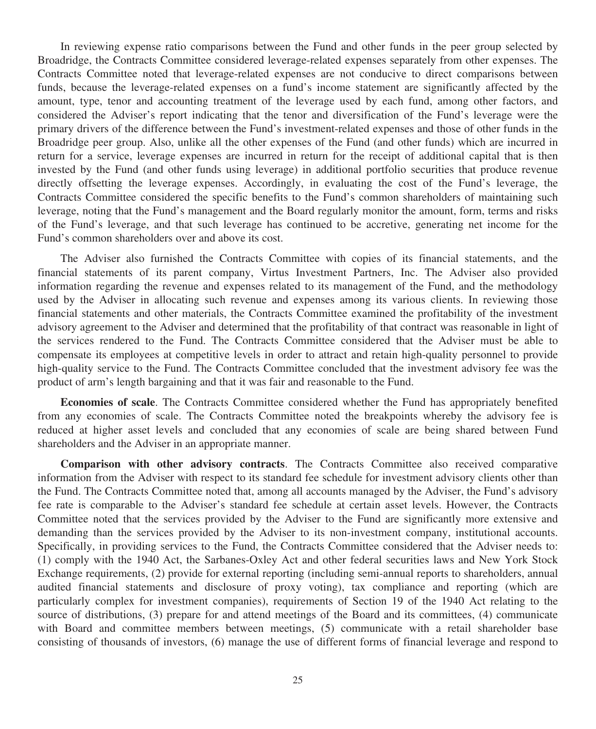In reviewing expense ratio comparisons between the Fund and other funds in the peer group selected by Broadridge, the Contracts Committee considered leverage-related expenses separately from other expenses. The Contracts Committee noted that leverage-related expenses are not conducive to direct comparisons between funds, because the leverage-related expenses on a fund's income statement are significantly affected by the amount, type, tenor and accounting treatment of the leverage used by each fund, among other factors, and considered the Adviser's report indicating that the tenor and diversification of the Fund's leverage were the primary drivers of the difference between the Fund's investment-related expenses and those of other funds in the Broadridge peer group. Also, unlike all the other expenses of the Fund (and other funds) which are incurred in return for a service, leverage expenses are incurred in return for the receipt of additional capital that is then invested by the Fund (and other funds using leverage) in additional portfolio securities that produce revenue directly offsetting the leverage expenses. Accordingly, in evaluating the cost of the Fund's leverage, the Contracts Committee considered the specific benefits to the Fund's common shareholders of maintaining such leverage, noting that the Fund's management and the Board regularly monitor the amount, form, terms and risks of the Fund's leverage, and that such leverage has continued to be accretive, generating net income for the Fund's common shareholders over and above its cost.

The Adviser also furnished the Contracts Committee with copies of its financial statements, and the financial statements of its parent company, Virtus Investment Partners, Inc. The Adviser also provided information regarding the revenue and expenses related to its management of the Fund, and the methodology used by the Adviser in allocating such revenue and expenses among its various clients. In reviewing those financial statements and other materials, the Contracts Committee examined the profitability of the investment advisory agreement to the Adviser and determined that the profitability of that contract was reasonable in light of the services rendered to the Fund. The Contracts Committee considered that the Adviser must be able to compensate its employees at competitive levels in order to attract and retain high-quality personnel to provide high-quality service to the Fund. The Contracts Committee concluded that the investment advisory fee was the product of arm's length bargaining and that it was fair and reasonable to the Fund.

**Economies of scale**. The Contracts Committee considered whether the Fund has appropriately benefited from any economies of scale. The Contracts Committee noted the breakpoints whereby the advisory fee is reduced at higher asset levels and concluded that any economies of scale are being shared between Fund shareholders and the Adviser in an appropriate manner.

**Comparison with other advisory contracts**. The Contracts Committee also received comparative information from the Adviser with respect to its standard fee schedule for investment advisory clients other than the Fund. The Contracts Committee noted that, among all accounts managed by the Adviser, the Fund's advisory fee rate is comparable to the Adviser's standard fee schedule at certain asset levels. However, the Contracts Committee noted that the services provided by the Adviser to the Fund are significantly more extensive and demanding than the services provided by the Adviser to its non-investment company, institutional accounts. Specifically, in providing services to the Fund, the Contracts Committee considered that the Adviser needs to: (1) comply with the 1940 Act, the Sarbanes-Oxley Act and other federal securities laws and New York Stock Exchange requirements, (2) provide for external reporting (including semi-annual reports to shareholders, annual audited financial statements and disclosure of proxy voting), tax compliance and reporting (which are particularly complex for investment companies), requirements of Section 19 of the 1940 Act relating to the source of distributions, (3) prepare for and attend meetings of the Board and its committees, (4) communicate with Board and committee members between meetings, (5) communicate with a retail shareholder base consisting of thousands of investors, (6) manage the use of different forms of financial leverage and respond to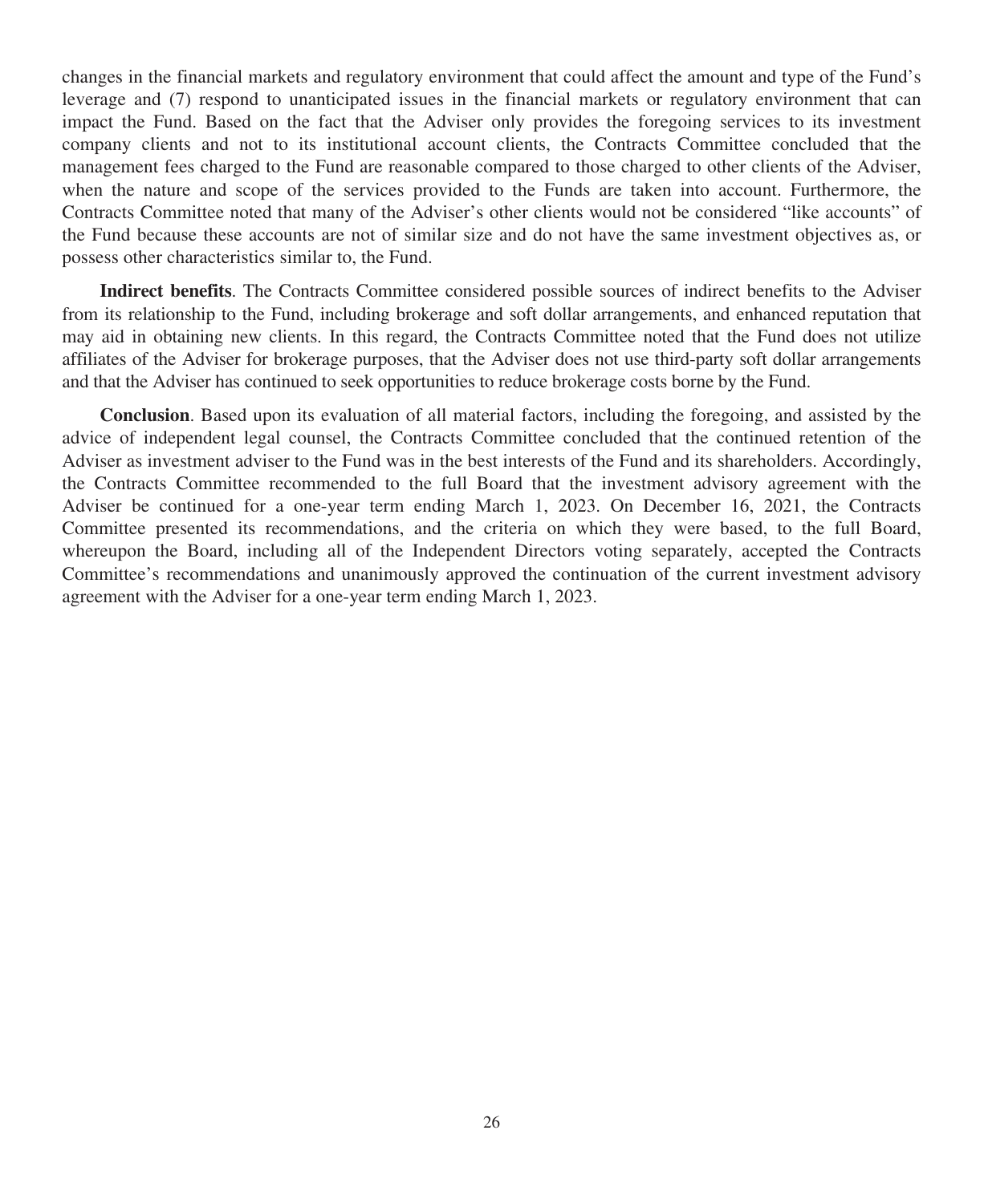changes in the financial markets and regulatory environment that could affect the amount and type of the Fund's leverage and (7) respond to unanticipated issues in the financial markets or regulatory environment that can impact the Fund. Based on the fact that the Adviser only provides the foregoing services to its investment company clients and not to its institutional account clients, the Contracts Committee concluded that the management fees charged to the Fund are reasonable compared to those charged to other clients of the Adviser, when the nature and scope of the services provided to the Funds are taken into account. Furthermore, the Contracts Committee noted that many of the Adviser's other clients would not be considered "like accounts" of the Fund because these accounts are not of similar size and do not have the same investment objectives as, or possess other characteristics similar to, the Fund.

**Indirect benefits**. The Contracts Committee considered possible sources of indirect benefits to the Adviser from its relationship to the Fund, including brokerage and soft dollar arrangements, and enhanced reputation that may aid in obtaining new clients. In this regard, the Contracts Committee noted that the Fund does not utilize affiliates of the Adviser for brokerage purposes, that the Adviser does not use third-party soft dollar arrangements and that the Adviser has continued to seek opportunities to reduce brokerage costs borne by the Fund.

**Conclusion**. Based upon its evaluation of all material factors, including the foregoing, and assisted by the advice of independent legal counsel, the Contracts Committee concluded that the continued retention of the Adviser as investment adviser to the Fund was in the best interests of the Fund and its shareholders. Accordingly, the Contracts Committee recommended to the full Board that the investment advisory agreement with the Adviser be continued for a one-year term ending March 1, 2023. On December 16, 2021, the Contracts Committee presented its recommendations, and the criteria on which they were based, to the full Board, whereupon the Board, including all of the Independent Directors voting separately, accepted the Contracts Committee's recommendations and unanimously approved the continuation of the current investment advisory agreement with the Adviser for a one-year term ending March 1, 2023.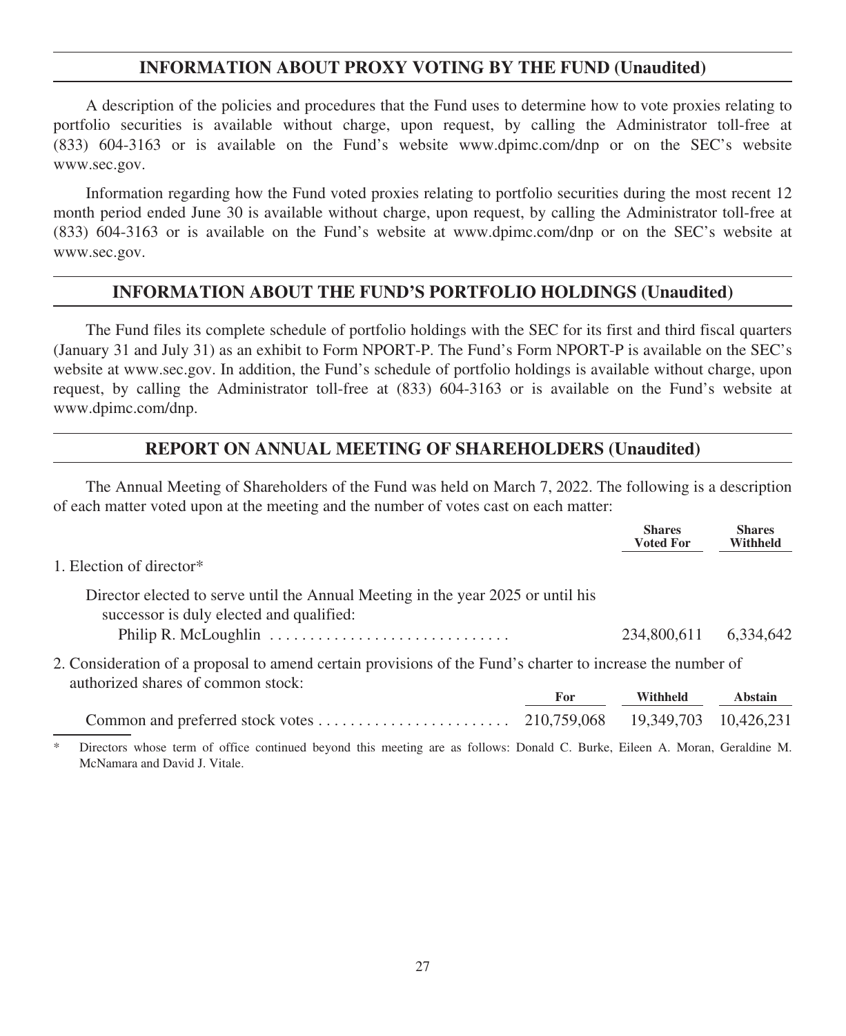## INFORMATION ABOUT PROXY VOTING BY THE FUND (Unaudited)

A description of the policies and procedures that the Fund uses to determine how to vote proxies relating to portfolio securities is available without charge, upon request, by calling the Administrator toll-free at (833) 604-3163 or is available on the Fund's website www.dpimc.com/dnp or on the SEC's website www.sec.gov.

Information regarding how the Fund voted proxies relating to portfolio securities during the most recent 12 month period ended June 30 is available without charge, upon request, by calling the Administrator toll-free at (833) 604-3163 or is available on the Fund's website at www.dpimc.com/dnp or on the SEC's website at www.sec.gov.

## INFORMATION ABOUT THE FUND'S PORTFOLIO HOLDINGS (Unaudited)

The Fund files its complete schedule of portfolio holdings with the SEC for its first and third fiscal quarters (January 31 and July 31) as an exhibit to Form NPORT-P. The Fund's Form NPORT-P is available on the SEC's website at www.sec.gov. In addition, the Fund's schedule of portfolio holdings is available without charge, upon request, by calling the Administrator toll-free at (833) 604-3163 or is available on the Fund's website at www.dpimc.com/dnp.

## REPORT ON ANNUAL MEETING OF SHAREHOLDERS (Unaudited)

The Annual Meeting of Shareholders of the Fund was held on March 7, 2022. The following is a description of each matter voted upon at the meeting and the number of votes cast on each matter:

| | Shares Voted For | Shares Withheld |
|---|---|---|
| 1. Election of director* | | |
| Director elected to serve until the Annual Meeting in the year 2025 or until his successor is duly elected and qualified: | | |
| Philip R. McLoughlin | 234,800,611 | 6,334,642 |

2. Consideration of a proposal to amend certain provisions of the Fund's charter to increase the number of authorized shares of common stock:

| | For | Withheld | Abstain |
|---|---|---|---|
| Common and preferred stock votes | 210,759,068 | 19,349,703 | 10,426,231 |

\* Directors whose term of office continued beyond this meeting are as follows: Donald C. Burke, Eileen A. Moran, Geraldine M. McNamara and David J. Vitale.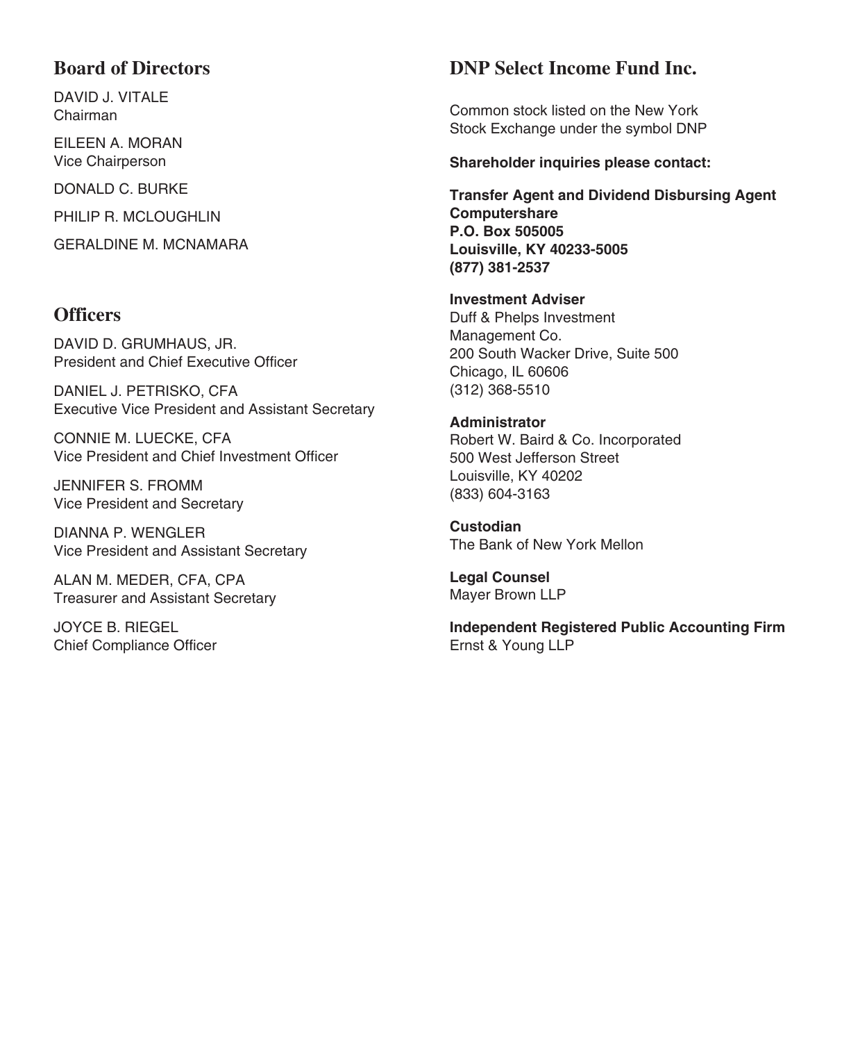## Board of Directors

DAVID J. VITALE
Chairman

EILEEN A. MORAN
Vice Chairperson

DONALD C. BURKE

PHILIP R. MCLOUGHLIN

GERALDINE M. MCNAMARA

## Officers

DAVID D. GRUMHAUS, JR.
President and Chief Executive Officer

DANIEL J. PETRISKO, CFA
Executive Vice President and Assistant Secretary

CONNIE M. LUECKE, CFA
Vice President and Chief Investment Officer

JENNIFER S. FROMM
Vice President and Secretary

DIANNA P. WENGLER
Vice President and Assistant Secretary

ALAN M. MEDER, CFA, CPA
Treasurer and Assistant Secretary

JOYCE B. RIEGEL
Chief Compliance Officer

## DNP Select Income Fund Inc.

Common stock listed on the New York Stock Exchange under the symbol DNP

**Shareholder inquiries please contact:**

**Transfer Agent and Dividend Disbursing Agent**
**Computershare**
**P.O. Box 505005**
**Louisville, KY 40233-5005**
**(877) 381-2537**

**Investment Adviser**
Duff & Phelps Investment Management Co.
200 South Wacker Drive, Suite 500
Chicago, IL 60606
(312) 368-5510

**Administrator**
Robert W. Baird & Co. Incorporated
500 West Jefferson Street
Louisville, KY 40202
(833) 604-3163

**Custodian**
The Bank of New York Mellon

**Legal Counsel**
Mayer Brown LLP

**Independent Registered Public Accounting Firm**
Ernst & Young LLP